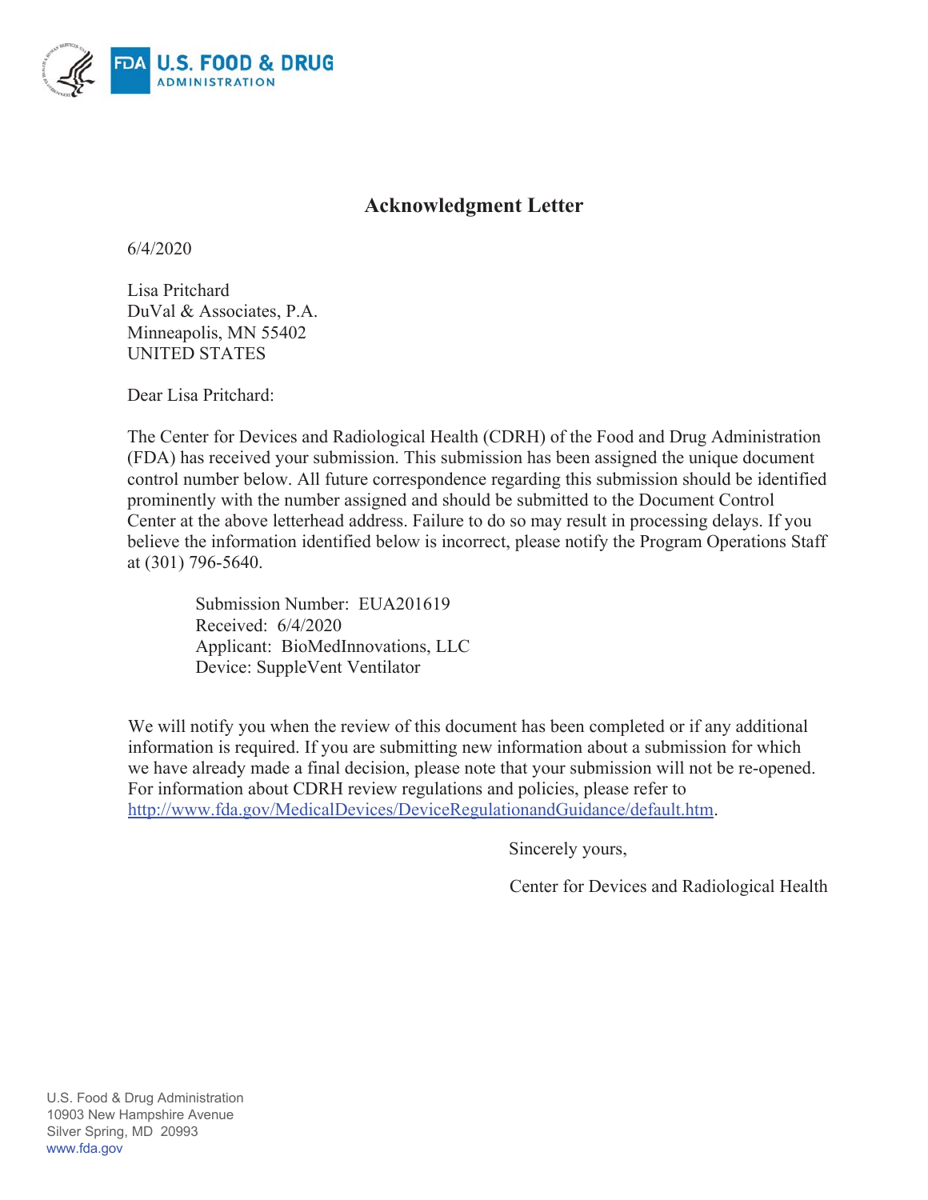U.S. FOOD & DRUG ADMINISTRATION

# Acknowledgment Letter

6/4/2020

Lisa Pritchard
DuVal & Associates, P.A.
Minneapolis, MN 55402
UNITED STATES

Dear Lisa Pritchard:

The Center for Devices and Radiological Health (CDRH) of the Food and Drug Administration (FDA) has received your submission. This submission has been assigned the unique document control number below. All future correspondence regarding this submission should be identified prominently with the number assigned and should be submitted to the Document Control Center at the above letterhead address. Failure to do so may result in processing delays. If you believe the information identified below is incorrect, please notify the Program Operations Staff at (301) 796-5640.

> Submission Number: EUA201619
> Received: 6/4/2020
> Applicant: BioMedInnovations, LLC
> Device: SuppleVent Ventilator

We will notify you when the review of this document has been completed or if any additional information is required. If you are submitting new information about a submission for which we have already made a final decision, please note that your submission will not be re-opened. For information about CDRH review regulations and policies, please refer to http://www.fda.gov/MedicalDevices/DeviceRegulationandGuidance/default.htm.

Sincerely yours,

Center for Devices and Radiological Health

U.S. Food & Drug Administration
10903 New Hampshire Avenue
Silver Spring, MD 20993
www.fda.gov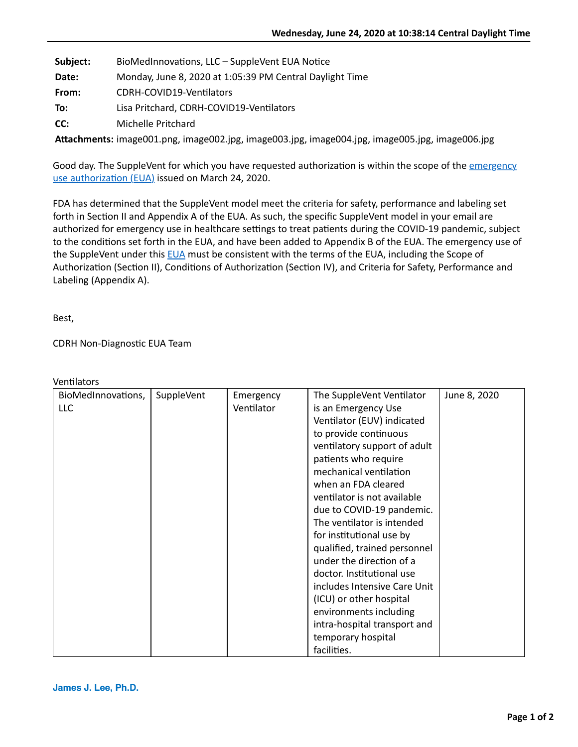**Wednesday, June 24, 2020 at 10:38:14 Central Daylight Time**

**Subject:** BioMedInnovations, LLC – SuppleVent EUA Notice
**Date:** Monday, June 8, 2020 at 1:05:39 PM Central Daylight Time
**From:** CDRH-COVID19-Ventilators
**To:** Lisa Pritchard, CDRH-COVID19-Ventilators
**CC:** Michelle Pritchard
**Attachments:** image001.png, image002.jpg, image003.jpg, image004.jpg, image005.jpg, image006.jpg

Good day. The SuppleVent for which you have requested authorization is within the scope of the emergency use authorization (EUA) issued on March 24, 2020.

FDA has determined that the SuppleVent model meet the criteria for safety, performance and labeling set forth in Section II and Appendix A of the EUA. As such, the specific SuppleVent model in your email are authorized for emergency use in healthcare settings to treat patients during the COVID-19 pandemic, subject to the conditions set forth in the EUA, and have been added to Appendix B of the EUA. The emergency use of the SuppleVent under this EUA must be consistent with the terms of the EUA, including the Scope of Authorization (Section II), Conditions of Authorization (Section IV), and Criteria for Safety, Performance and Labeling (Appendix A).

Best,

CDRH Non-Diagnostic EUA Team

Ventilators

| | | | | |
|---|---|---|---|---|
| BioMedInnovations, LLC | SuppleVent | Emergency Ventilator | The SuppleVent Ventilator is an Emergency Use Ventilator (EUV) indicated to provide continuous ventilatory support of adult patients who require mechanical ventilation when an FDA cleared ventilator is not available due to COVID-19 pandemic. The ventilator is intended for institutional use by qualified, trained personnel under the direction of a doctor. Institutional use includes Intensive Care Unit (ICU) or other hospital environments including intra-hospital transport and temporary hospital facilities. | June 8, 2020 |

**James J. Lee, Ph.D.**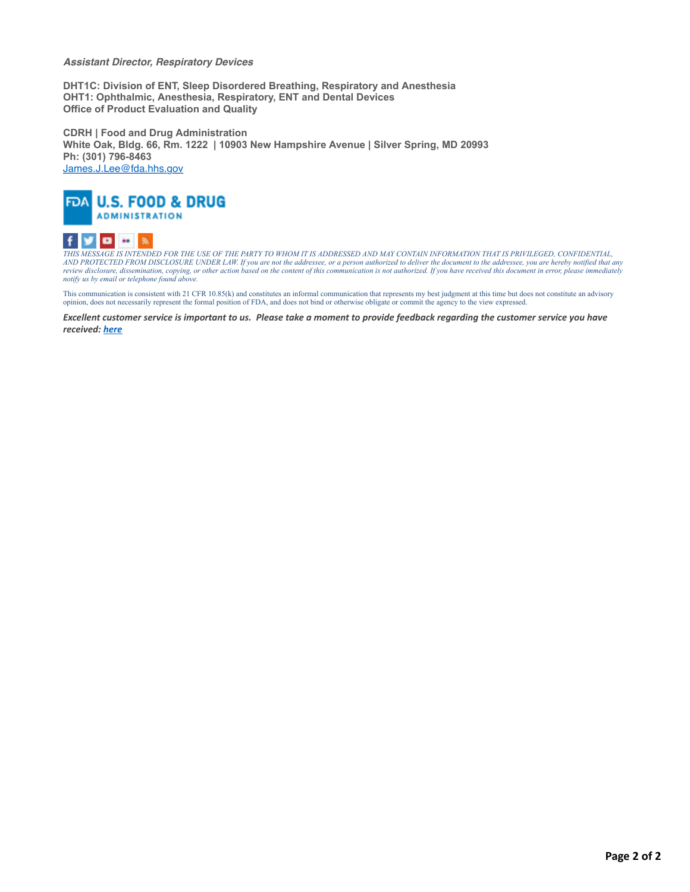***Assistant Director, Respiratory Devices***

**DHT1C: Division of ENT, Sleep Disordered Breathing, Respiratory and Anesthesia**
**OHT1: Ophthalmic, Anesthesia, Respiratory, ENT and Dental Devices**
**Office of Product Evaluation and Quality**

**CDRH | Food and Drug Administration**
**White Oak, Bldg. 66, Rm. 1222 | 10903 New Hampshire Avenue | Silver Spring, MD 20993**
**Ph: (301) 796-8463**
James.J.Lee@fda.hhs.gov

*THIS MESSAGE IS INTENDED FOR THE USE OF THE PARTY TO WHOM IT IS ADDRESSED AND MAY CONTAIN INFORMATION THAT IS PRIVILEGED, CONFIDENTIAL, AND PROTECTED FROM DISCLOSURE UNDER LAW. If you are not the addressee, or a person authorized to deliver the document to the addressee, you are hereby notified that any review disclosure, dissemination, copying, or other action based on the content of this communication is not authorized. If you have received this document in error, please immediately notify us by email or telephone found above.*

This communication is consistent with 21 CFR 10.85(k) and constitutes an informal communication that represents my best judgment at this time but does not constitute an advisory opinion, does not necessarily represent the formal position of FDA, and does not bind or otherwise obligate or commit the agency to the view expressed.

***Excellent customer service is important to us. Please take a moment to provide feedback regarding the customer service you have received: here***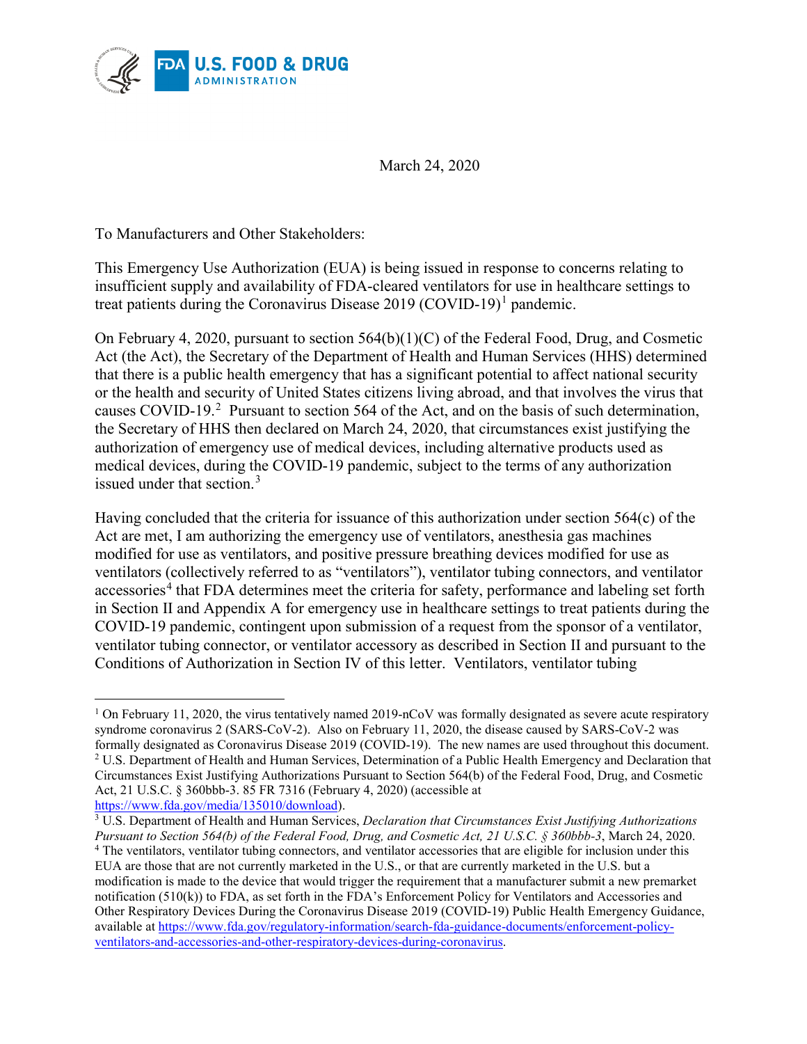March 24, 2020

To Manufacturers and Other Stakeholders:

This Emergency Use Authorization (EUA) is being issued in response to concerns relating to insufficient supply and availability of FDA-cleared ventilators for use in healthcare settings to treat patients during the Coronavirus Disease 2019 (COVID-19)[1] pandemic.

On February 4, 2020, pursuant to section 564(b)(1)(C) of the Federal Food, Drug, and Cosmetic Act (the Act), the Secretary of the Department of Health and Human Services (HHS) determined that there is a public health emergency that has a significant potential to affect national security or the health and security of United States citizens living abroad, and that involves the virus that causes COVID-19.[2] Pursuant to section 564 of the Act, and on the basis of such determination, the Secretary of HHS then declared on March 24, 2020, that circumstances exist justifying the authorization of emergency use of medical devices, including alternative products used as medical devices, during the COVID-19 pandemic, subject to the terms of any authorization issued under that section.[3]

Having concluded that the criteria for issuance of this authorization under section 564(c) of the Act are met, I am authorizing the emergency use of ventilators, anesthesia gas machines modified for use as ventilators, and positive pressure breathing devices modified for use as ventilators (collectively referred to as "ventilators"), ventilator tubing connectors, and ventilator accessories[4] that FDA determines meet the criteria for safety, performance and labeling set forth in Section II and Appendix A for emergency use in healthcare settings to treat patients during the COVID-19 pandemic, contingent upon submission of a request from the sponsor of a ventilator, ventilator tubing connector, or ventilator accessory as described in Section II and pursuant to the Conditions of Authorization in Section IV of this letter. Ventilators, ventilator tubing

---

[1] On February 11, 2020, the virus tentatively named 2019-nCoV was formally designated as severe acute respiratory syndrome coronavirus 2 (SARS-CoV-2). Also on February 11, 2020, the disease caused by SARS-CoV-2 was formally designated as Coronavirus Disease 2019 (COVID-19). The new names are used throughout this document.

[2] U.S. Department of Health and Human Services, Determination of a Public Health Emergency and Declaration that Circumstances Exist Justifying Authorizations Pursuant to Section 564(b) of the Federal Food, Drug, and Cosmetic Act, 21 U.S.C. § 360bbb-3. 85 FR 7316 (February 4, 2020) (accessible at https://www.fda.gov/media/135010/download).

[3] U.S. Department of Health and Human Services, *Declaration that Circumstances Exist Justifying Authorizations Pursuant to Section 564(b) of the Federal Food, Drug, and Cosmetic Act, 21 U.S.C. § 360bbb-3*, March 24, 2020.

[4] The ventilators, ventilator tubing connectors, and ventilator accessories that are eligible for inclusion under this EUA are those that are not currently marketed in the U.S., or that are currently marketed in the U.S. but a modification is made to the device that would trigger the requirement that a manufacturer submit a new premarket notification (510(k)) to FDA, as set forth in the FDA's Enforcement Policy for Ventilators and Accessories and Other Respiratory Devices During the Coronavirus Disease 2019 (COVID-19) Public Health Emergency Guidance, available at https://www.fda.gov/regulatory-information/search-fda-guidance-documents/enforcement-policy-ventilators-and-accessories-and-other-respiratory-devices-during-coronavirus.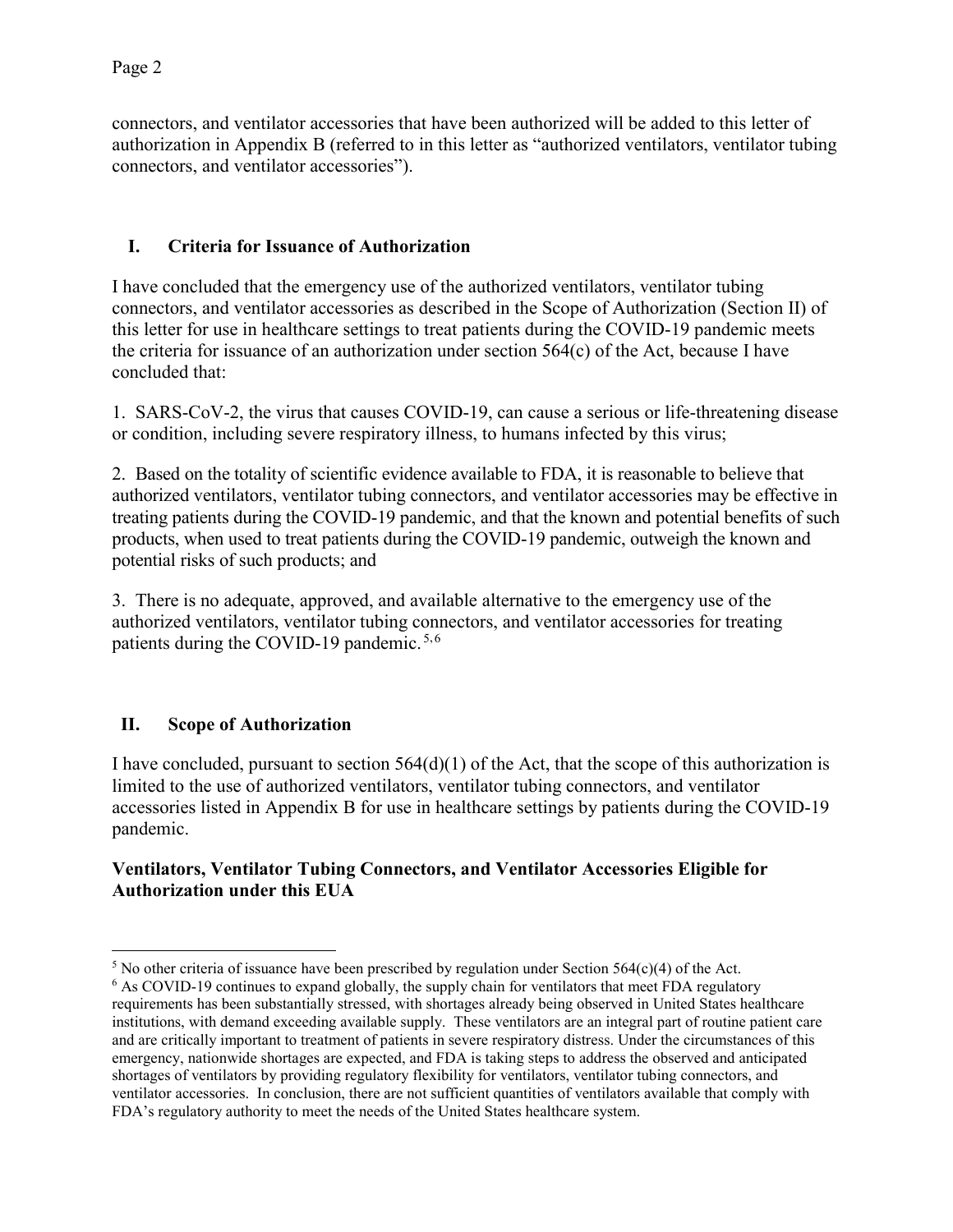connectors, and ventilator accessories that have been authorized will be added to this letter of authorization in Appendix B (referred to in this letter as "authorized ventilators, ventilator tubing connectors, and ventilator accessories").

## I. Criteria for Issuance of Authorization

I have concluded that the emergency use of the authorized ventilators, ventilator tubing connectors, and ventilator accessories as described in the Scope of Authorization (Section II) of this letter for use in healthcare settings to treat patients during the COVID-19 pandemic meets the criteria for issuance of an authorization under section 564(c) of the Act, because I have concluded that:

1. SARS-CoV-2, the virus that causes COVID-19, can cause a serious or life-threatening disease or condition, including severe respiratory illness, to humans infected by this virus;

2. Based on the totality of scientific evidence available to FDA, it is reasonable to believe that authorized ventilators, ventilator tubing connectors, and ventilator accessories may be effective in treating patients during the COVID-19 pandemic, and that the known and potential benefits of such products, when used to treat patients during the COVID-19 pandemic, outweigh the known and potential risks of such products; and

3. There is no adequate, approved, and available alternative to the emergency use of the authorized ventilators, ventilator tubing connectors, and ventilator accessories for treating patients during the COVID-19 pandemic.[5,6]

## II. Scope of Authorization

I have concluded, pursuant to section 564(d)(1) of the Act, that the scope of this authorization is limited to the use of authorized ventilators, ventilator tubing connectors, and ventilator accessories listed in Appendix B for use in healthcare settings by patients during the COVID-19 pandemic.

**Ventilators, Ventilator Tubing Connectors, and Ventilator Accessories Eligible for Authorization under this EUA**

---

[5] No other criteria of issuance have been prescribed by regulation under Section 564(c)(4) of the Act.

[6] As COVID-19 continues to expand globally, the supply chain for ventilators that meet FDA regulatory requirements has been substantially stressed, with shortages already being observed in United States healthcare institutions, with demand exceeding available supply. These ventilators are an integral part of routine patient care and are critically important to treatment of patients in severe respiratory distress. Under the circumstances of this emergency, nationwide shortages are expected, and FDA is taking steps to address the observed and anticipated shortages of ventilators by providing regulatory flexibility for ventilators, ventilator tubing connectors, and ventilator accessories. In conclusion, there are not sufficient quantities of ventilators available that comply with FDA's regulatory authority to meet the needs of the United States healthcare system.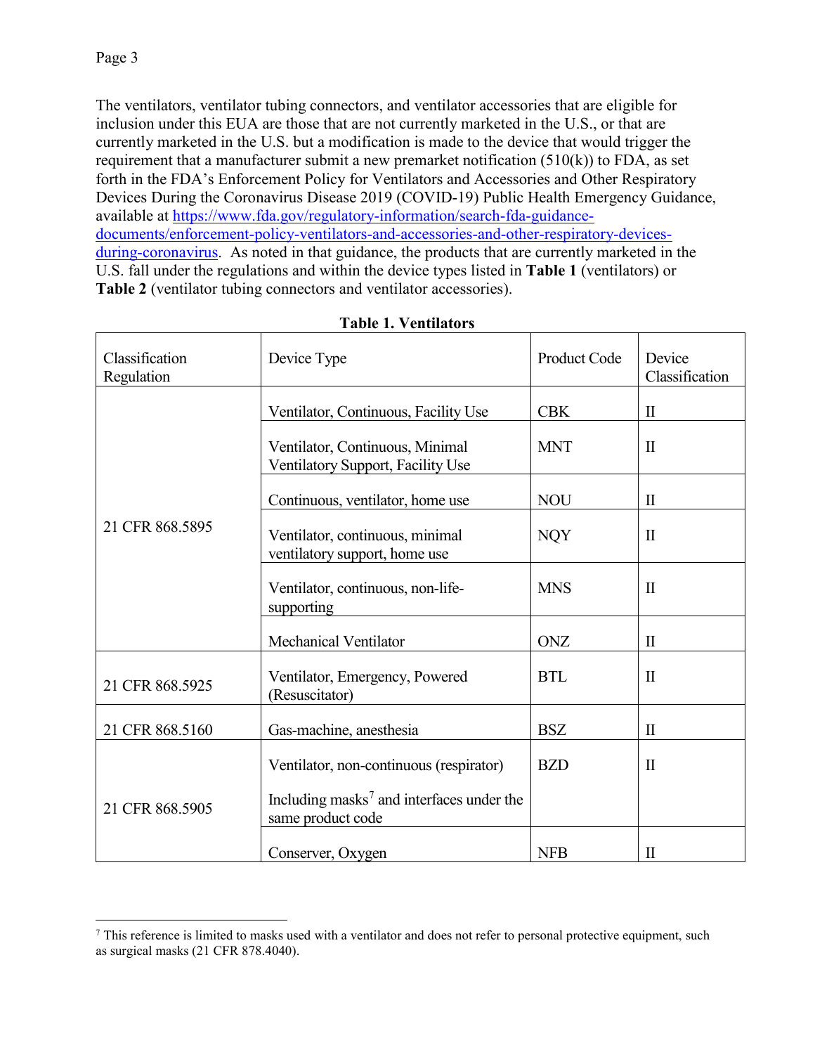The ventilators, ventilator tubing connectors, and ventilator accessories that are eligible for inclusion under this EUA are those that are not currently marketed in the U.S., or that are currently marketed in the U.S. but a modification is made to the device that would trigger the requirement that a manufacturer submit a new premarket notification (510(k)) to FDA, as set forth in the FDA's Enforcement Policy for Ventilators and Accessories and Other Respiratory Devices During the Coronavirus Disease 2019 (COVID-19) Public Health Emergency Guidance, available at [https://www.fda.gov/regulatory-information/search-fda-guidance-documents/enforcement-policy-ventilators-and-accessories-and-other-respiratory-devices-during-coronavirus](https://www.fda.gov/regulatory-information/search-fda-guidance-documents/enforcement-policy-ventilators-and-accessories-and-other-respiratory-devices-during-coronavirus). As noted in that guidance, the products that are currently marketed in the U.S. fall under the regulations and within the device types listed in **Table 1** (ventilators) or **Table 2** (ventilator tubing connectors and ventilator accessories).

**Table 1. Ventilators**

| Classification Regulation | Device Type | Product Code | Device Classification |
|---|---|---|---|
| 21 CFR 868.5895 | Ventilator, Continuous, Facility Use | CBK | II |
| | Ventilator, Continuous, Minimal Ventilatory Support, Facility Use | MNT | II |
| | Continuous, ventilator, home use | NOU | II |
| | Ventilator, continuous, minimal ventilatory support, home use | NQY | II |
| | Ventilator, continuous, non-life-supporting | MNS | II |
| | Mechanical Ventilator | ONZ | II |
| 21 CFR 868.5925 | Ventilator, Emergency, Powered (Resuscitator) | BTL | II |
| 21 CFR 868.5160 | Gas-machine, anesthesia | BSZ | II |
| 21 CFR 868.5905 | Ventilator, non-continuous (respirator)<br><br>Including masks[7] and interfaces under the same product code | BZD | II |
| | Conserver, Oxygen | NFB | II |

[7] This reference is limited to masks used with a ventilator and does not refer to personal protective equipment, such as surgical masks (21 CFR 878.4040).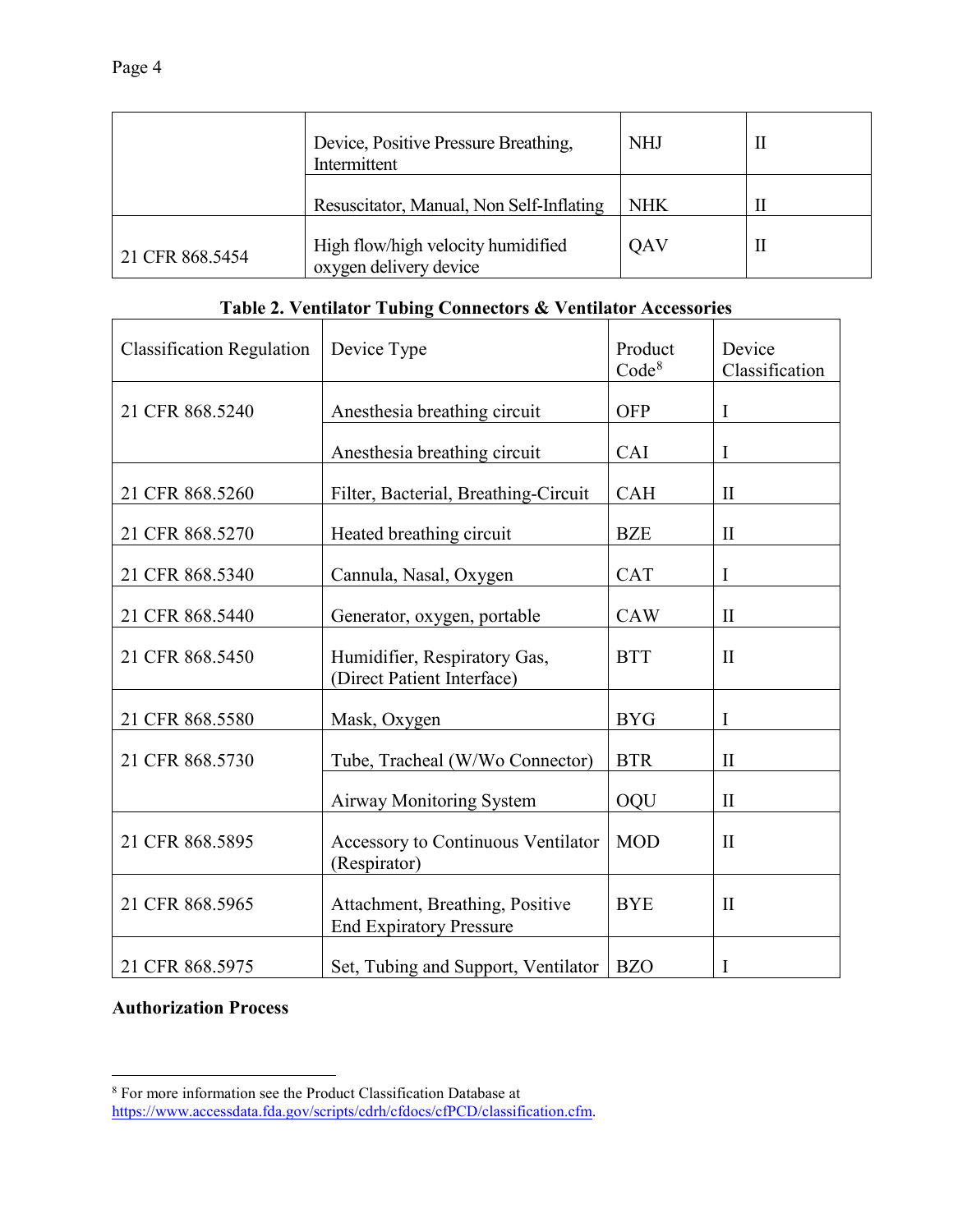| | | | |
|---|---|---|---|
| | Device, Positive Pressure Breathing, Intermittent | NHJ | II |
| | Resuscitator, Manual, Non Self-Inflating | NHK | II |
| 21 CFR 868.5454 | High flow/high velocity humidified oxygen delivery device | QAV | II |

**Table 2. Ventilator Tubing Connectors & Ventilator Accessories**

| Classification Regulation | Device Type | Product Code[8] | Device Classification |
|---|---|---|---|
| 21 CFR 868.5240 | Anesthesia breathing circuit | OFP | I |
| | Anesthesia breathing circuit | CAI | I |
| 21 CFR 868.5260 | Filter, Bacterial, Breathing-Circuit | CAH | II |
| 21 CFR 868.5270 | Heated breathing circuit | BZE | II |
| 21 CFR 868.5340 | Cannula, Nasal, Oxygen | CAT | I |
| 21 CFR 868.5440 | Generator, oxygen, portable | CAW | II |
| 21 CFR 868.5450 | Humidifier, Respiratory Gas, (Direct Patient Interface) | BTT | II |
| 21 CFR 868.5580 | Mask, Oxygen | BYG | I |
| 21 CFR 868.5730 | Tube, Tracheal (W/Wo Connector) | BTR | II |
| | Airway Monitoring System | OQU | II |
| 21 CFR 868.5895 | Accessory to Continuous Ventilator (Respirator) | MOD | II |
| 21 CFR 868.5965 | Attachment, Breathing, Positive End Expiratory Pressure | BYE | II |
| 21 CFR 868.5975 | Set, Tubing and Support, Ventilator | BZO | I |

**Authorization Process**

[8] For more information see the Product Classification Database at https://www.accessdata.fda.gov/scripts/cdrh/cfdocs/cfPCD/classification.cfm.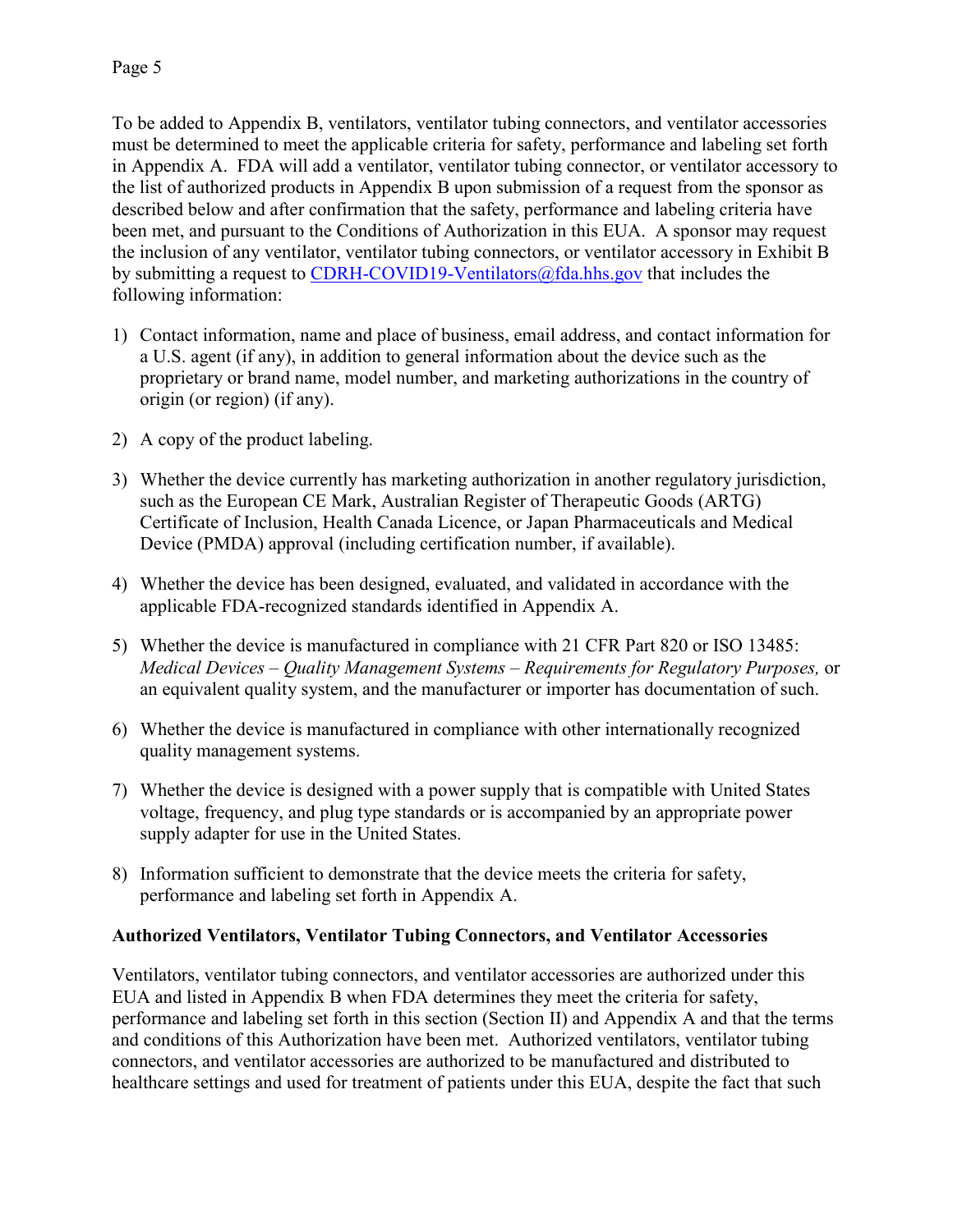To be added to Appendix B, ventilators, ventilator tubing connectors, and ventilator accessories must be determined to meet the applicable criteria for safety, performance and labeling set forth in Appendix A. FDA will add a ventilator, ventilator tubing connector, or ventilator accessory to the list of authorized products in Appendix B upon submission of a request from the sponsor as described below and after confirmation that the safety, performance and labeling criteria have been met, and pursuant to the Conditions of Authorization in this EUA. A sponsor may request the inclusion of any ventilator, ventilator tubing connectors, or ventilator accessory in Exhibit B by submitting a request to CDRH-COVID19-Ventilators@fda.hhs.gov that includes the following information:

1) Contact information, name and place of business, email address, and contact information for a U.S. agent (if any), in addition to general information about the device such as the proprietary or brand name, model number, and marketing authorizations in the country of origin (or region) (if any).

2) A copy of the product labeling.

3) Whether the device currently has marketing authorization in another regulatory jurisdiction, such as the European CE Mark, Australian Register of Therapeutic Goods (ARTG) Certificate of Inclusion, Health Canada Licence, or Japan Pharmaceuticals and Medical Device (PMDA) approval (including certification number, if available).

4) Whether the device has been designed, evaluated, and validated in accordance with the applicable FDA-recognized standards identified in Appendix A.

5) Whether the device is manufactured in compliance with 21 CFR Part 820 or ISO 13485: *Medical Devices – Quality Management Systems – Requirements for Regulatory Purposes,* or an equivalent quality system, and the manufacturer or importer has documentation of such.

6) Whether the device is manufactured in compliance with other internationally recognized quality management systems.

7) Whether the device is designed with a power supply that is compatible with United States voltage, frequency, and plug type standards or is accompanied by an appropriate power supply adapter for use in the United States.

8) Information sufficient to demonstrate that the device meets the criteria for safety, performance and labeling set forth in Appendix A.

**Authorized Ventilators, Ventilator Tubing Connectors, and Ventilator Accessories**

Ventilators, ventilator tubing connectors, and ventilator accessories are authorized under this EUA and listed in Appendix B when FDA determines they meet the criteria for safety, performance and labeling set forth in this section (Section II) and Appendix A and that the terms and conditions of this Authorization have been met. Authorized ventilators, ventilator tubing connectors, and ventilator accessories are authorized to be manufactured and distributed to healthcare settings and used for treatment of patients under this EUA, despite the fact that such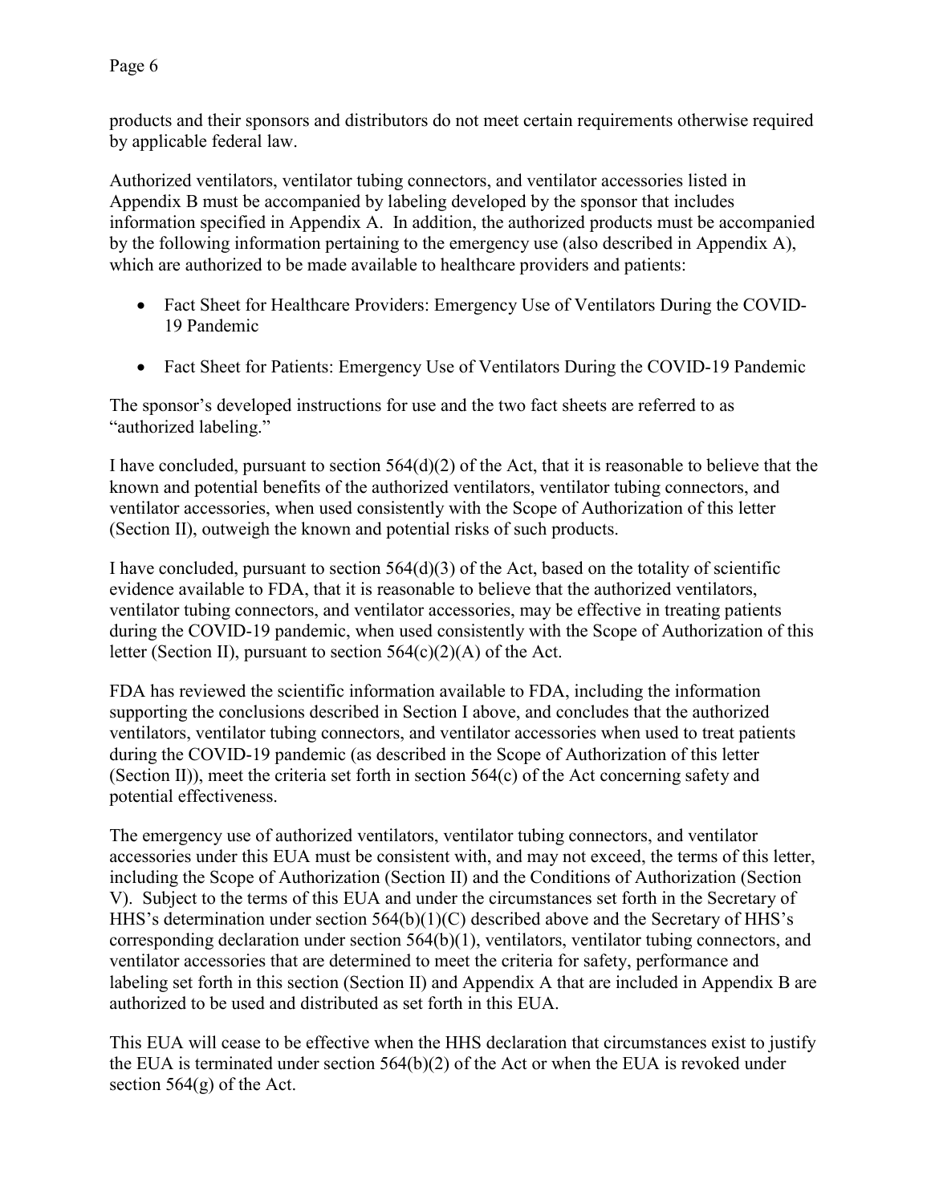products and their sponsors and distributors do not meet certain requirements otherwise required by applicable federal law.

Authorized ventilators, ventilator tubing connectors, and ventilator accessories listed in Appendix B must be accompanied by labeling developed by the sponsor that includes information specified in Appendix A. In addition, the authorized products must be accompanied by the following information pertaining to the emergency use (also described in Appendix A), which are authorized to be made available to healthcare providers and patients:

- Fact Sheet for Healthcare Providers: Emergency Use of Ventilators During the COVID-19 Pandemic
- Fact Sheet for Patients: Emergency Use of Ventilators During the COVID-19 Pandemic

The sponsor's developed instructions for use and the two fact sheets are referred to as "authorized labeling."

I have concluded, pursuant to section 564(d)(2) of the Act, that it is reasonable to believe that the known and potential benefits of the authorized ventilators, ventilator tubing connectors, and ventilator accessories, when used consistently with the Scope of Authorization of this letter (Section II), outweigh the known and potential risks of such products.

I have concluded, pursuant to section 564(d)(3) of the Act, based on the totality of scientific evidence available to FDA, that it is reasonable to believe that the authorized ventilators, ventilator tubing connectors, and ventilator accessories, may be effective in treating patients during the COVID-19 pandemic, when used consistently with the Scope of Authorization of this letter (Section II), pursuant to section 564(c)(2)(A) of the Act.

FDA has reviewed the scientific information available to FDA, including the information supporting the conclusions described in Section I above, and concludes that the authorized ventilators, ventilator tubing connectors, and ventilator accessories when used to treat patients during the COVID-19 pandemic (as described in the Scope of Authorization of this letter (Section II)), meet the criteria set forth in section 564(c) of the Act concerning safety and potential effectiveness.

The emergency use of authorized ventilators, ventilator tubing connectors, and ventilator accessories under this EUA must be consistent with, and may not exceed, the terms of this letter, including the Scope of Authorization (Section II) and the Conditions of Authorization (Section V). Subject to the terms of this EUA and under the circumstances set forth in the Secretary of HHS's determination under section 564(b)(1)(C) described above and the Secretary of HHS's corresponding declaration under section 564(b)(1), ventilators, ventilator tubing connectors, and ventilator accessories that are determined to meet the criteria for safety, performance and labeling set forth in this section (Section II) and Appendix A that are included in Appendix B are authorized to be used and distributed as set forth in this EUA.

This EUA will cease to be effective when the HHS declaration that circumstances exist to justify the EUA is terminated under section 564(b)(2) of the Act or when the EUA is revoked under section 564(g) of the Act.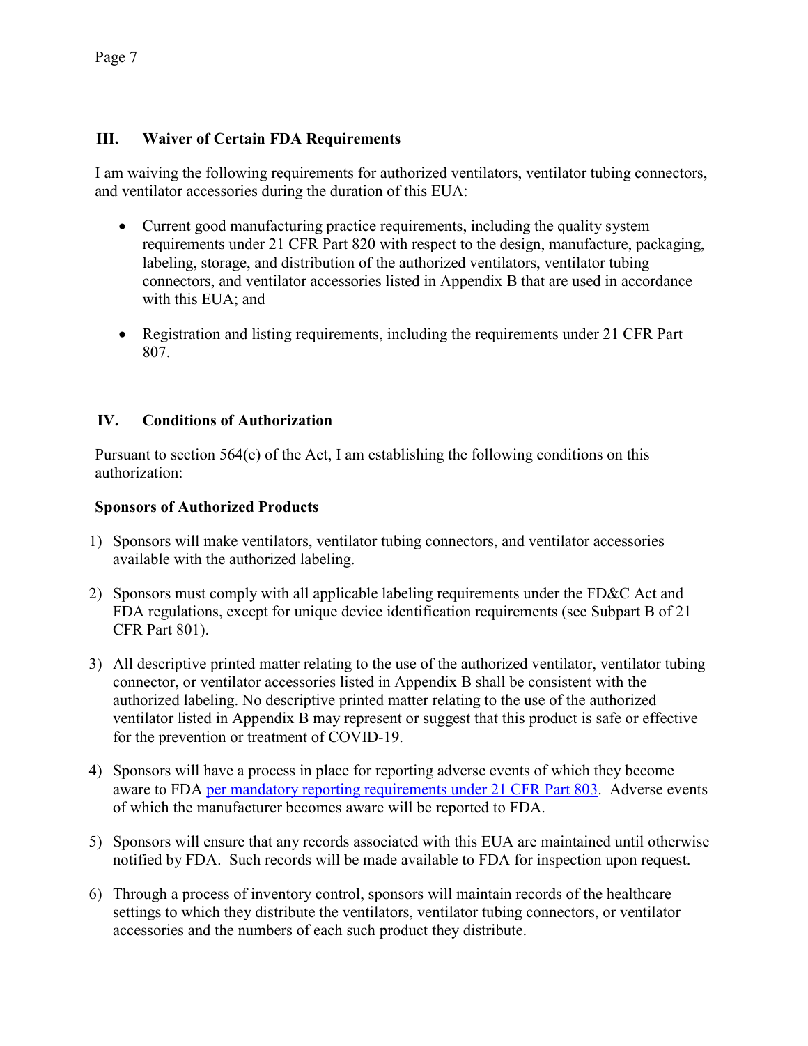## III. Waiver of Certain FDA Requirements

I am waiving the following requirements for authorized ventilators, ventilator tubing connectors, and ventilator accessories during the duration of this EUA:

- Current good manufacturing practice requirements, including the quality system requirements under 21 CFR Part 820 with respect to the design, manufacture, packaging, labeling, storage, and distribution of the authorized ventilators, ventilator tubing connectors, and ventilator accessories listed in Appendix B that are used in accordance with this EUA; and

- Registration and listing requirements, including the requirements under 21 CFR Part 807.

## IV. Conditions of Authorization

Pursuant to section 564(e) of the Act, I am establishing the following conditions on this authorization:

**Sponsors of Authorized Products**

1) Sponsors will make ventilators, ventilator tubing connectors, and ventilator accessories available with the authorized labeling.

2) Sponsors must comply with all applicable labeling requirements under the FD&C Act and FDA regulations, except for unique device identification requirements (see Subpart B of 21 CFR Part 801).

3) All descriptive printed matter relating to the use of the authorized ventilator, ventilator tubing connector, or ventilator accessories listed in Appendix B shall be consistent with the authorized labeling. No descriptive printed matter relating to the use of the authorized ventilator listed in Appendix B may represent or suggest that this product is safe or effective for the prevention or treatment of COVID-19.

4) Sponsors will have a process in place for reporting adverse events of which they become aware to FDA per mandatory reporting requirements under 21 CFR Part 803. Adverse events of which the manufacturer becomes aware will be reported to FDA.

5) Sponsors will ensure that any records associated with this EUA are maintained until otherwise notified by FDA. Such records will be made available to FDA for inspection upon request.

6) Through a process of inventory control, sponsors will maintain records of the healthcare settings to which they distribute the ventilators, ventilator tubing connectors, or ventilator accessories and the numbers of each such product they distribute.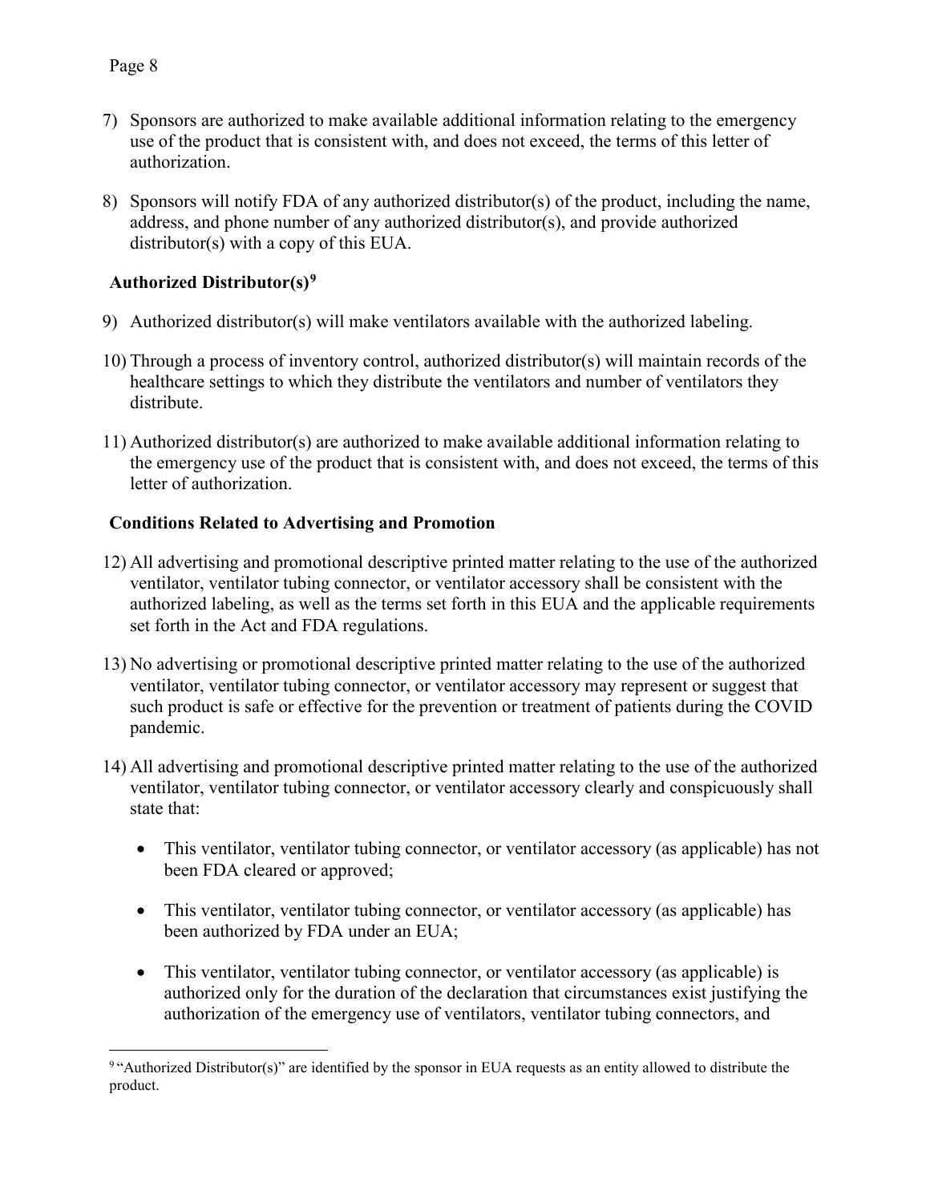7) Sponsors are authorized to make available additional information relating to the emergency use of the product that is consistent with, and does not exceed, the terms of this letter of authorization.

8) Sponsors will notify FDA of any authorized distributor(s) of the product, including the name, address, and phone number of any authorized distributor(s), and provide authorized distributor(s) with a copy of this EUA.

**Authorized Distributor(s)[9]**

9) Authorized distributor(s) will make ventilators available with the authorized labeling.

10) Through a process of inventory control, authorized distributor(s) will maintain records of the healthcare settings to which they distribute the ventilators and number of ventilators they distribute.

11) Authorized distributor(s) are authorized to make available additional information relating to the emergency use of the product that is consistent with, and does not exceed, the terms of this letter of authorization.

**Conditions Related to Advertising and Promotion**

12) All advertising and promotional descriptive printed matter relating to the use of the authorized ventilator, ventilator tubing connector, or ventilator accessory shall be consistent with the authorized labeling, as well as the terms set forth in this EUA and the applicable requirements set forth in the Act and FDA regulations.

13) No advertising or promotional descriptive printed matter relating to the use of the authorized ventilator, ventilator tubing connector, or ventilator accessory may represent or suggest that such product is safe or effective for the prevention or treatment of patients during the COVID pandemic.

14) All advertising and promotional descriptive printed matter relating to the use of the authorized ventilator, ventilator tubing connector, or ventilator accessory clearly and conspicuously shall state that:

    - This ventilator, ventilator tubing connector, or ventilator accessory (as applicable) has not been FDA cleared or approved;
    - This ventilator, ventilator tubing connector, or ventilator accessory (as applicable) has been authorized by FDA under an EUA;
    - This ventilator, ventilator tubing connector, or ventilator accessory (as applicable) is authorized only for the duration of the declaration that circumstances exist justifying the authorization of the emergency use of ventilators, ventilator tubing connectors, and

[9] "Authorized Distributor(s)" are identified by the sponsor in EUA requests as an entity allowed to distribute the product.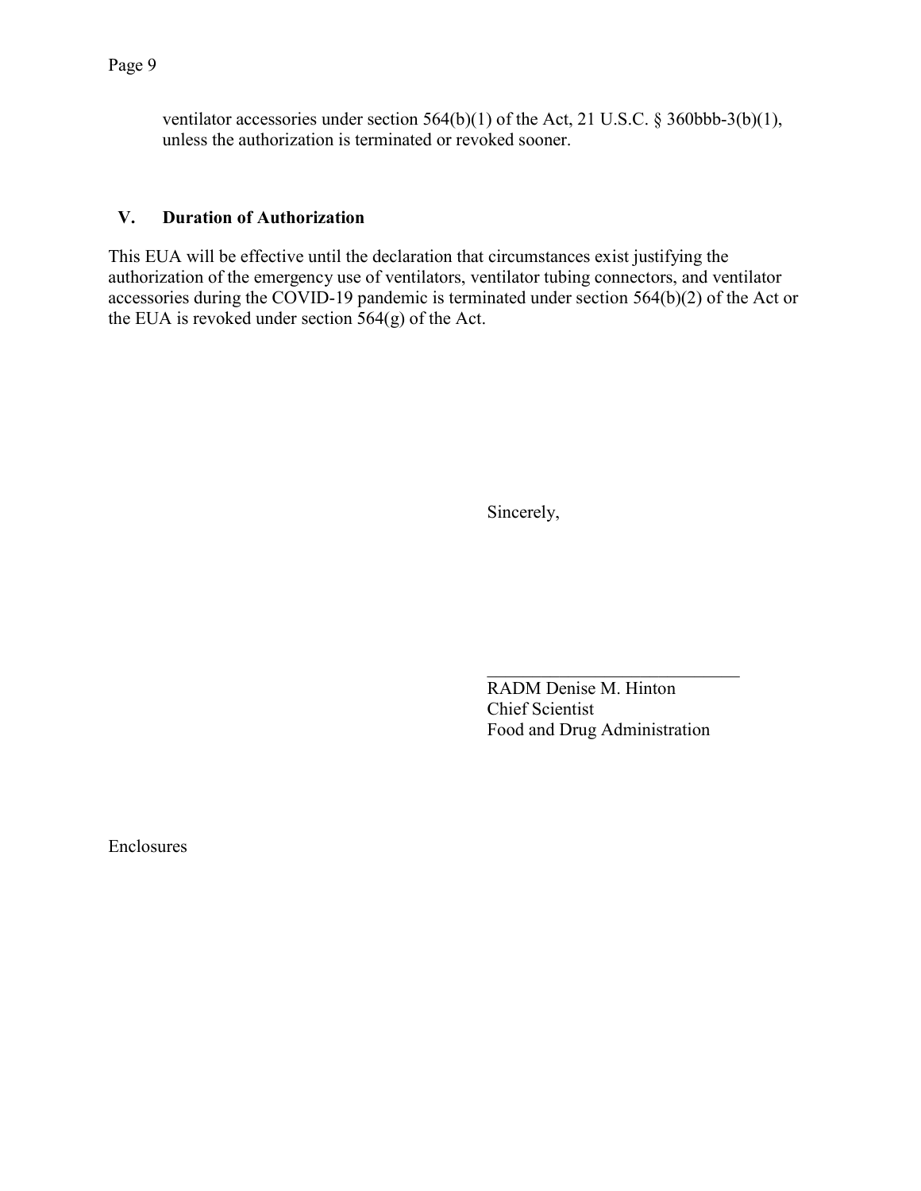ventilator accessories under section 564(b)(1) of the Act, 21 U.S.C. § 360bbb-3(b)(1), unless the authorization is terminated or revoked sooner.

## V. Duration of Authorization

This EUA will be effective until the declaration that circumstances exist justifying the authorization of the emergency use of ventilators, ventilator tubing connectors, and ventilator accessories during the COVID-19 pandemic is terminated under section 564(b)(2) of the Act or the EUA is revoked under section 564(g) of the Act.

Sincerely,

_____________________________

RADM Denise M. Hinton
Chief Scientist
Food and Drug Administration

Enclosures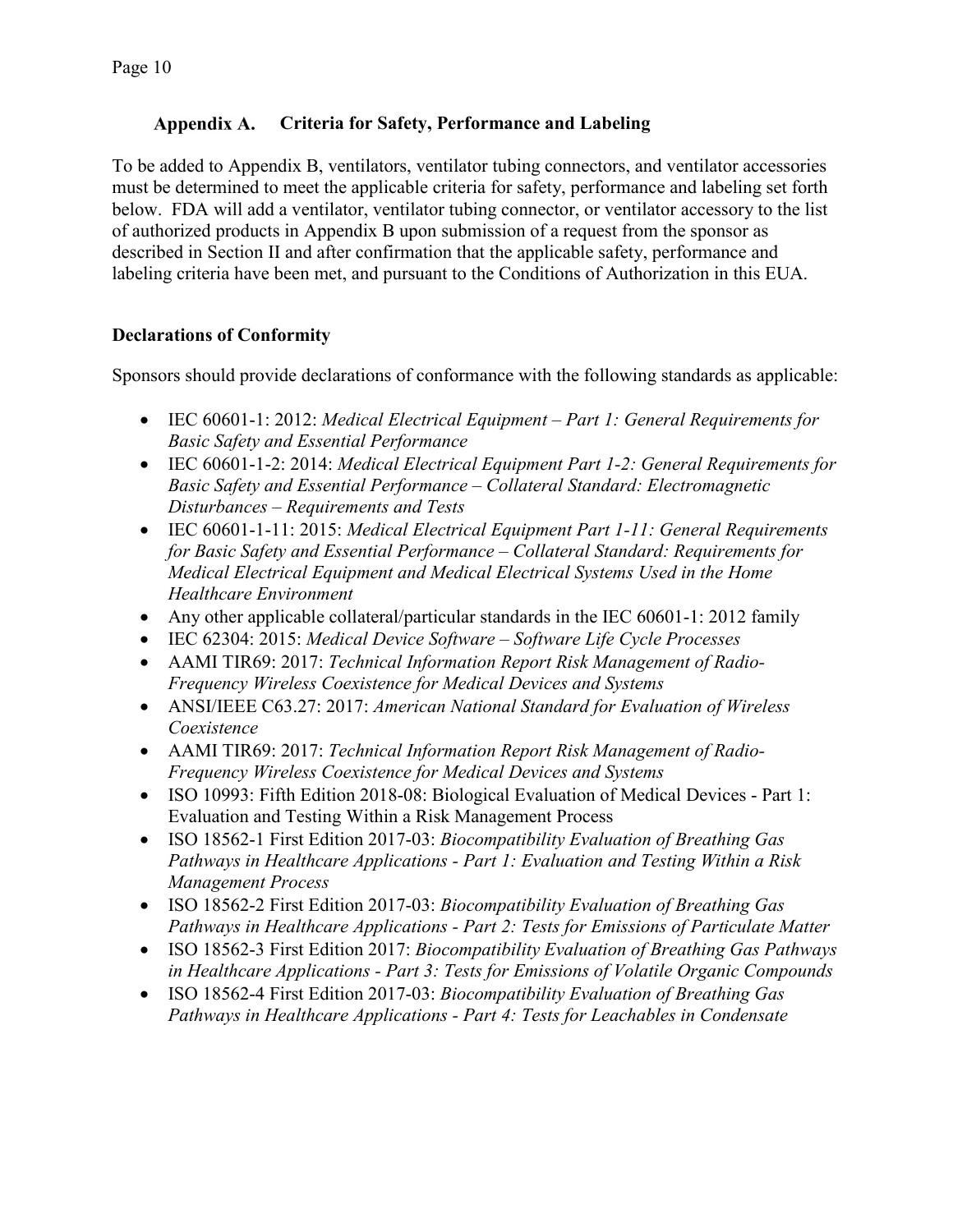## Appendix A. Criteria for Safety, Performance and Labeling

To be added to Appendix B, ventilators, ventilator tubing connectors, and ventilator accessories must be determined to meet the applicable criteria for safety, performance and labeling set forth below. FDA will add a ventilator, ventilator tubing connector, or ventilator accessory to the list of authorized products in Appendix B upon submission of a request from the sponsor as described in Section II and after confirmation that the applicable safety, performance and labeling criteria have been met, and pursuant to the Conditions of Authorization in this EUA.

**Declarations of Conformity**

Sponsors should provide declarations of conformance with the following standards as applicable:

- IEC 60601-1: 2012: *Medical Electrical Equipment – Part 1: General Requirements for Basic Safety and Essential Performance*
- IEC 60601-1-2: 2014: *Medical Electrical Equipment Part 1-2: General Requirements for Basic Safety and Essential Performance – Collateral Standard: Electromagnetic Disturbances – Requirements and Tests*
- IEC 60601-1-11: 2015: *Medical Electrical Equipment Part 1-11: General Requirements for Basic Safety and Essential Performance – Collateral Standard: Requirements for Medical Electrical Equipment and Medical Electrical Systems Used in the Home Healthcare Environment*
- Any other applicable collateral/particular standards in the IEC 60601-1: 2012 family
- IEC 62304: 2015: *Medical Device Software – Software Life Cycle Processes*
- AAMI TIR69: 2017: *Technical Information Report Risk Management of Radio-Frequency Wireless Coexistence for Medical Devices and Systems*
- ANSI/IEEE C63.27: 2017: *American National Standard for Evaluation of Wireless Coexistence*
- AAMI TIR69: 2017: *Technical Information Report Risk Management of Radio-Frequency Wireless Coexistence for Medical Devices and Systems*
- ISO 10993: Fifth Edition 2018-08: Biological Evaluation of Medical Devices - Part 1: Evaluation and Testing Within a Risk Management Process
- ISO 18562-1 First Edition 2017-03: *Biocompatibility Evaluation of Breathing Gas Pathways in Healthcare Applications - Part 1: Evaluation and Testing Within a Risk Management Process*
- ISO 18562-2 First Edition 2017-03: *Biocompatibility Evaluation of Breathing Gas Pathways in Healthcare Applications - Part 2: Tests for Emissions of Particulate Matter*
- ISO 18562-3 First Edition 2017: *Biocompatibility Evaluation of Breathing Gas Pathways in Healthcare Applications - Part 3: Tests for Emissions of Volatile Organic Compounds*
- ISO 18562-4 First Edition 2017-03: *Biocompatibility Evaluation of Breathing Gas Pathways in Healthcare Applications - Part 4: Tests for Leachables in Condensate*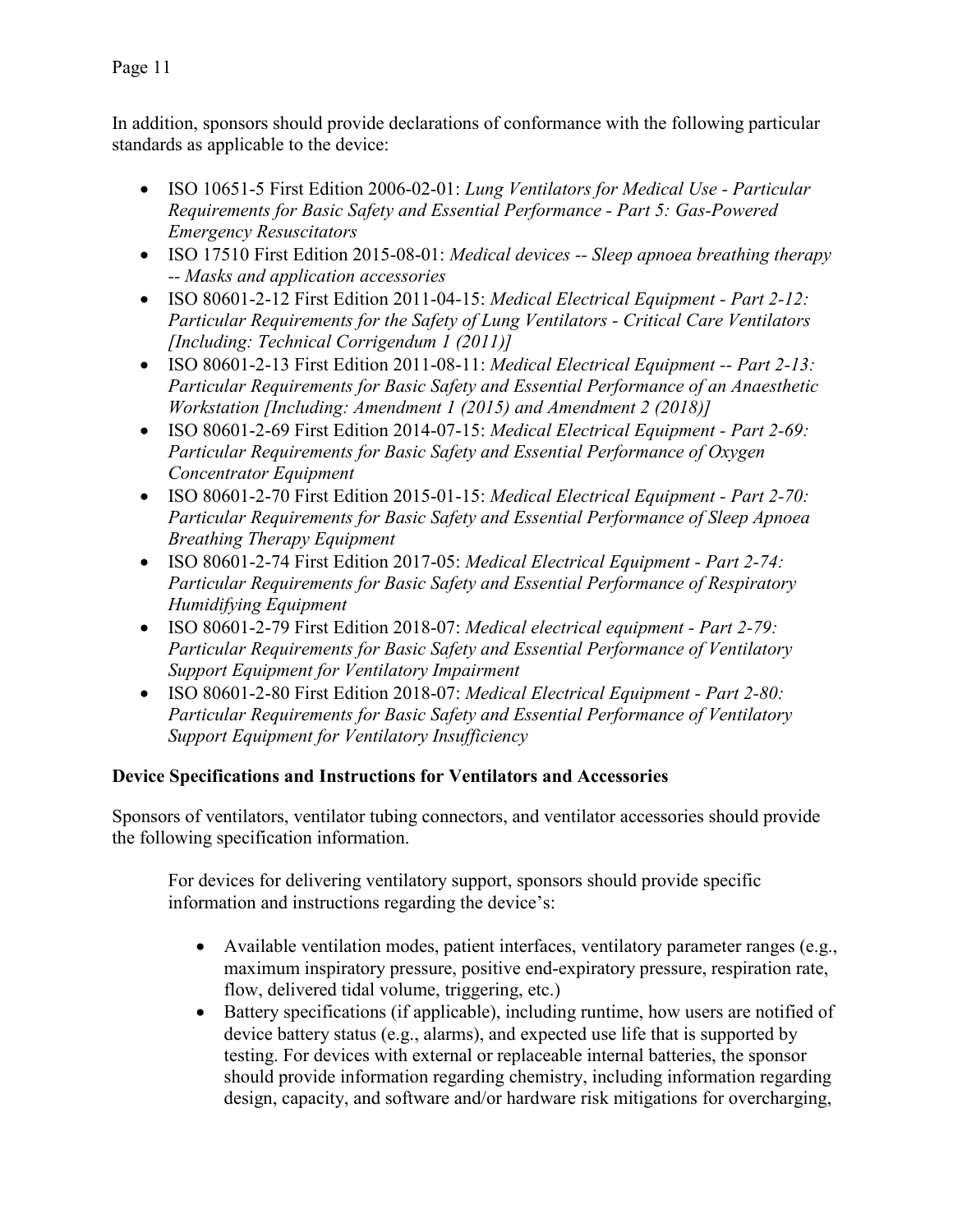In addition, sponsors should provide declarations of conformance with the following particular standards as applicable to the device:

- ISO 10651-5 First Edition 2006-02-01: *Lung Ventilators for Medical Use - Particular Requirements for Basic Safety and Essential Performance - Part 5: Gas-Powered Emergency Resuscitators*
- ISO 17510 First Edition 2015-08-01: *Medical devices -- Sleep apnoea breathing therapy -- Masks and application accessories*
- ISO 80601-2-12 First Edition 2011-04-15: *Medical Electrical Equipment - Part 2-12: Particular Requirements for the Safety of Lung Ventilators - Critical Care Ventilators [Including: Technical Corrigendum 1 (2011)]*
- ISO 80601-2-13 First Edition 2011-08-11: *Medical Electrical Equipment -- Part 2-13: Particular Requirements for Basic Safety and Essential Performance of an Anaesthetic Workstation [Including: Amendment 1 (2015) and Amendment 2 (2018)]*
- ISO 80601-2-69 First Edition 2014-07-15: *Medical Electrical Equipment - Part 2-69: Particular Requirements for Basic Safety and Essential Performance of Oxygen Concentrator Equipment*
- ISO 80601-2-70 First Edition 2015-01-15: *Medical Electrical Equipment - Part 2-70: Particular Requirements for Basic Safety and Essential Performance of Sleep Apnoea Breathing Therapy Equipment*
- ISO 80601-2-74 First Edition 2017-05: *Medical Electrical Equipment - Part 2-74: Particular Requirements for Basic Safety and Essential Performance of Respiratory Humidifying Equipment*
- ISO 80601-2-79 First Edition 2018-07: *Medical electrical equipment - Part 2-79: Particular Requirements for Basic Safety and Essential Performance of Ventilatory Support Equipment for Ventilatory Impairment*
- ISO 80601-2-80 First Edition 2018-07: *Medical Electrical Equipment - Part 2-80: Particular Requirements for Basic Safety and Essential Performance of Ventilatory Support Equipment for Ventilatory Insufficiency*

**Device Specifications and Instructions for Ventilators and Accessories**

Sponsors of ventilators, ventilator tubing connectors, and ventilator accessories should provide the following specification information.

For devices for delivering ventilatory support, sponsors should provide specific information and instructions regarding the device's:

- Available ventilation modes, patient interfaces, ventilatory parameter ranges (e.g., maximum inspiratory pressure, positive end-expiratory pressure, respiration rate, flow, delivered tidal volume, triggering, etc.)
- Battery specifications (if applicable), including runtime, how users are notified of device battery status (e.g., alarms), and expected use life that is supported by testing. For devices with external or replaceable internal batteries, the sponsor should provide information regarding chemistry, including information regarding design, capacity, and software and/or hardware risk mitigations for overcharging,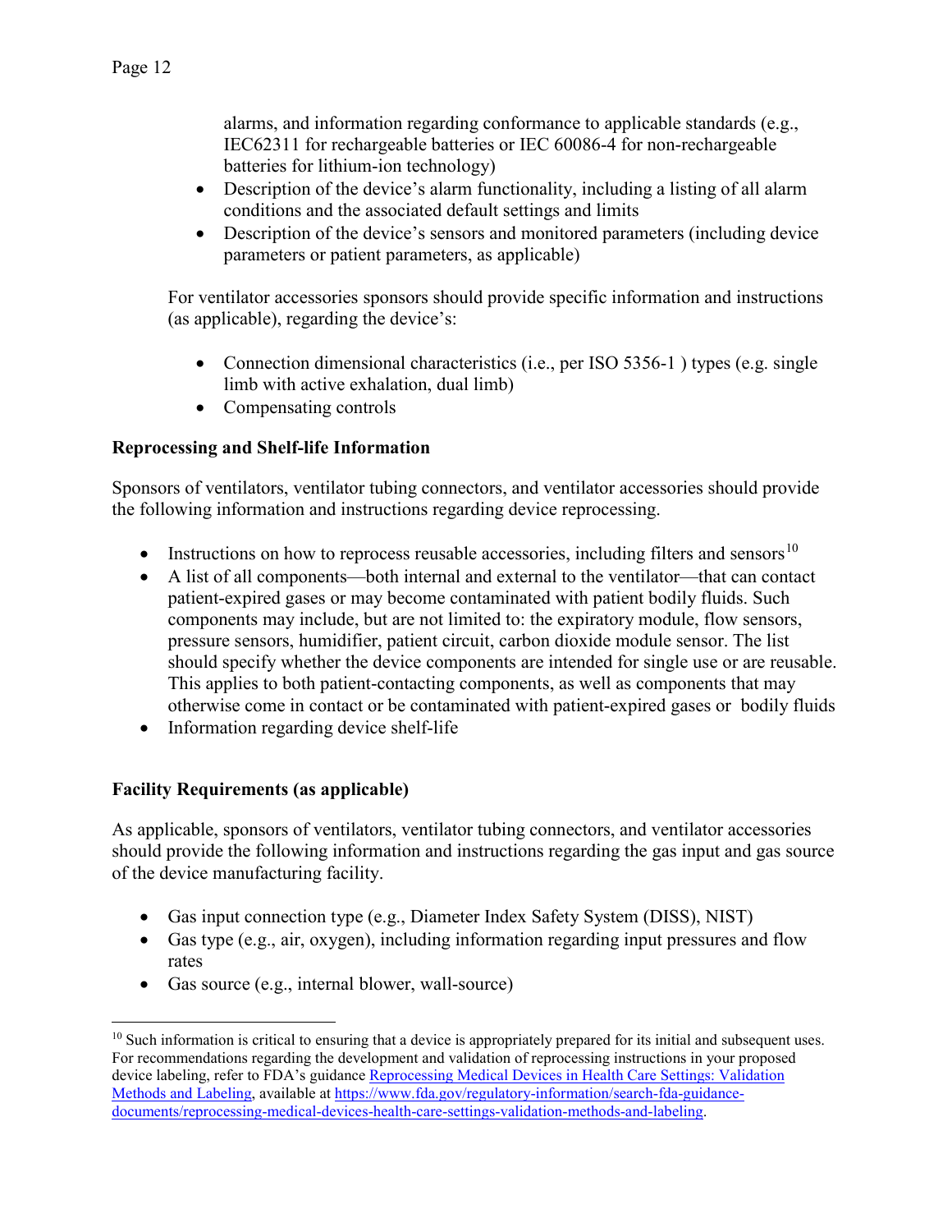alarms, and information regarding conformance to applicable standards (e.g., IEC62311 for rechargeable batteries or IEC 60086-4 for non-rechargeable batteries for lithium-ion technology)

- Description of the device's alarm functionality, including a listing of all alarm conditions and the associated default settings and limits
- Description of the device's sensors and monitored parameters (including device parameters or patient parameters, as applicable)

For ventilator accessories sponsors should provide specific information and instructions (as applicable), regarding the device's:

- Connection dimensional characteristics (i.e., per ISO 5356-1 ) types (e.g. single limb with active exhalation, dual limb)
- Compensating controls

**Reprocessing and Shelf-life Information**

Sponsors of ventilators, ventilator tubing connectors, and ventilator accessories should provide the following information and instructions regarding device reprocessing.

- Instructions on how to reprocess reusable accessories, including filters and sensors[10]
- A list of all components—both internal and external to the ventilator—that can contact patient-expired gases or may become contaminated with patient bodily fluids. Such components may include, but are not limited to: the expiratory module, flow sensors, pressure sensors, humidifier, patient circuit, carbon dioxide module sensor. The list should specify whether the device components are intended for single use or are reusable. This applies to both patient-contacting components, as well as components that may otherwise come in contact or be contaminated with patient-expired gases or bodily fluids
- Information regarding device shelf-life

**Facility Requirements (as applicable)**

As applicable, sponsors of ventilators, ventilator tubing connectors, and ventilator accessories should provide the following information and instructions regarding the gas input and gas source of the device manufacturing facility.

- Gas input connection type (e.g., Diameter Index Safety System (DISS), NIST)
- Gas type (e.g., air, oxygen), including information regarding input pressures and flow rates
- Gas source (e.g., internal blower, wall-source)

[10] Such information is critical to ensuring that a device is appropriately prepared for its initial and subsequent uses. For recommendations regarding the development and validation of reprocessing instructions in your proposed device labeling, refer to FDA's guidance Reprocessing Medical Devices in Health Care Settings: Validation Methods and Labeling, available at https://www.fda.gov/regulatory-information/search-fda-guidance-documents/reprocessing-medical-devices-health-care-settings-validation-methods-and-labeling.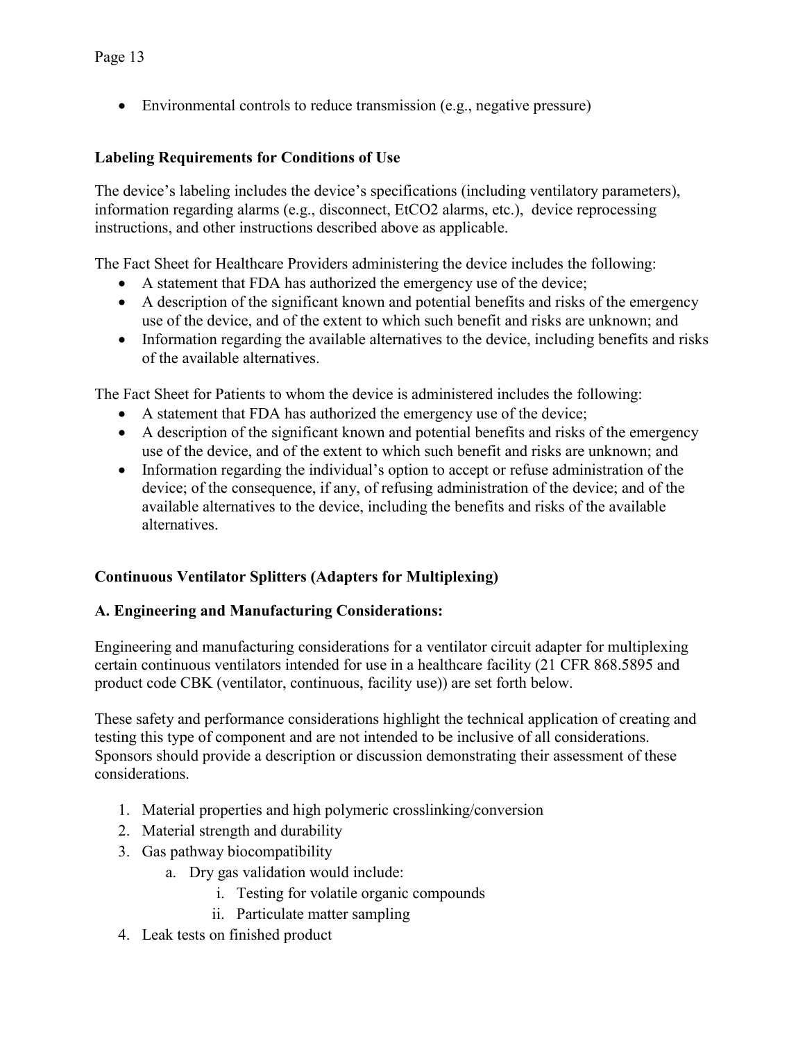- Environmental controls to reduce transmission (e.g., negative pressure)

**Labeling Requirements for Conditions of Use**

The device's labeling includes the device's specifications (including ventilatory parameters), information regarding alarms (e.g., disconnect, $EtCO_2$ alarms, etc.), device reprocessing instructions, and other instructions described above as applicable.

The Fact Sheet for Healthcare Providers administering the device includes the following:

- A statement that FDA has authorized the emergency use of the device;
- A description of the significant known and potential benefits and risks of the emergency use of the device, and of the extent to which such benefit and risks are unknown; and
- Information regarding the available alternatives to the device, including benefits and risks of the available alternatives.

The Fact Sheet for Patients to whom the device is administered includes the following:

- A statement that FDA has authorized the emergency use of the device;
- A description of the significant known and potential benefits and risks of the emergency use of the device, and of the extent to which such benefit and risks are unknown; and
- Information regarding the individual's option to accept or refuse administration of the device; of the consequence, if any, of refusing administration of the device; and of the available alternatives to the device, including the benefits and risks of the available alternatives.

**Continuous Ventilator Splitters (Adapters for Multiplexing)**

**A. Engineering and Manufacturing Considerations:**

Engineering and manufacturing considerations for a ventilator circuit adapter for multiplexing certain continuous ventilators intended for use in a healthcare facility (21 CFR 868.5895 and product code CBK (ventilator, continuous, facility use)) are set forth below.

These safety and performance considerations highlight the technical application of creating and testing this type of component and are not intended to be inclusive of all considerations. Sponsors should provide a description or discussion demonstrating their assessment of these considerations.

1. Material properties and high polymeric crosslinking/conversion
2. Material strength and durability
3. Gas pathway biocompatibility
    a. Dry gas validation would include:
        i. Testing for volatile organic compounds
        ii. Particulate matter sampling
4. Leak tests on finished product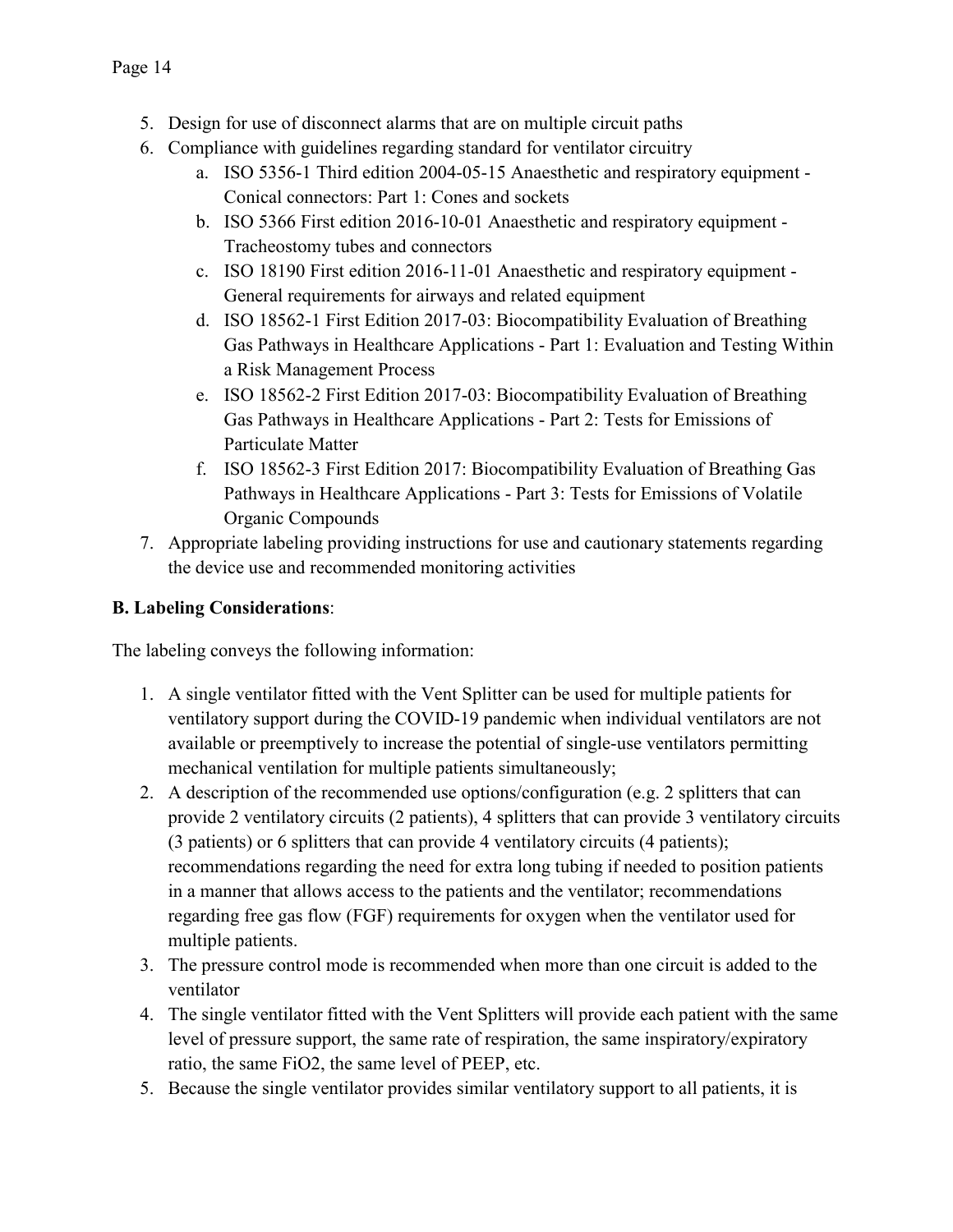5. Design for use of disconnect alarms that are on multiple circuit paths
6. Compliance with guidelines regarding standard for ventilator circuitry
    a. ISO 5356-1 Third edition 2004-05-15 Anaesthetic and respiratory equipment - Conical connectors: Part 1: Cones and sockets
    b. ISO 5366 First edition 2016-10-01 Anaesthetic and respiratory equipment - Tracheostomy tubes and connectors
    c. ISO 18190 First edition 2016-11-01 Anaesthetic and respiratory equipment - General requirements for airways and related equipment
    d. ISO 18562-1 First Edition 2017-03: Biocompatibility Evaluation of Breathing Gas Pathways in Healthcare Applications - Part 1: Evaluation and Testing Within a Risk Management Process
    e. ISO 18562-2 First Edition 2017-03: Biocompatibility Evaluation of Breathing Gas Pathways in Healthcare Applications - Part 2: Tests for Emissions of Particulate Matter
    f. ISO 18562-3 First Edition 2017: Biocompatibility Evaluation of Breathing Gas Pathways in Healthcare Applications - Part 3: Tests for Emissions of Volatile Organic Compounds
7. Appropriate labeling providing instructions for use and cautionary statements regarding the device use and recommended monitoring activities

**B. Labeling Considerations**:

The labeling conveys the following information:

1. A single ventilator fitted with the Vent Splitter can be used for multiple patients for ventilatory support during the COVID-19 pandemic when individual ventilators are not available or preemptively to increase the potential of single-use ventilators permitting mechanical ventilation for multiple patients simultaneously;
2. A description of the recommended use options/configuration (e.g. 2 splitters that can provide 2 ventilatory circuits (2 patients), 4 splitters that can provide 3 ventilatory circuits (3 patients) or 6 splitters that can provide 4 ventilatory circuits (4 patients); recommendations regarding the need for extra long tubing if needed to position patients in a manner that allows access to the patients and the ventilator; recommendations regarding free gas flow (FGF) requirements for oxygen when the ventilator used for multiple patients.
3. The pressure control mode is recommended when more than one circuit is added to the ventilator
4. The single ventilator fitted with the Vent Splitters will provide each patient with the same level of pressure support, the same rate of respiration, the same inspiratory/expiratory ratio, the same $FiO_2$, the same level of PEEP, etc.
5. Because the single ventilator provides similar ventilatory support to all patients, it is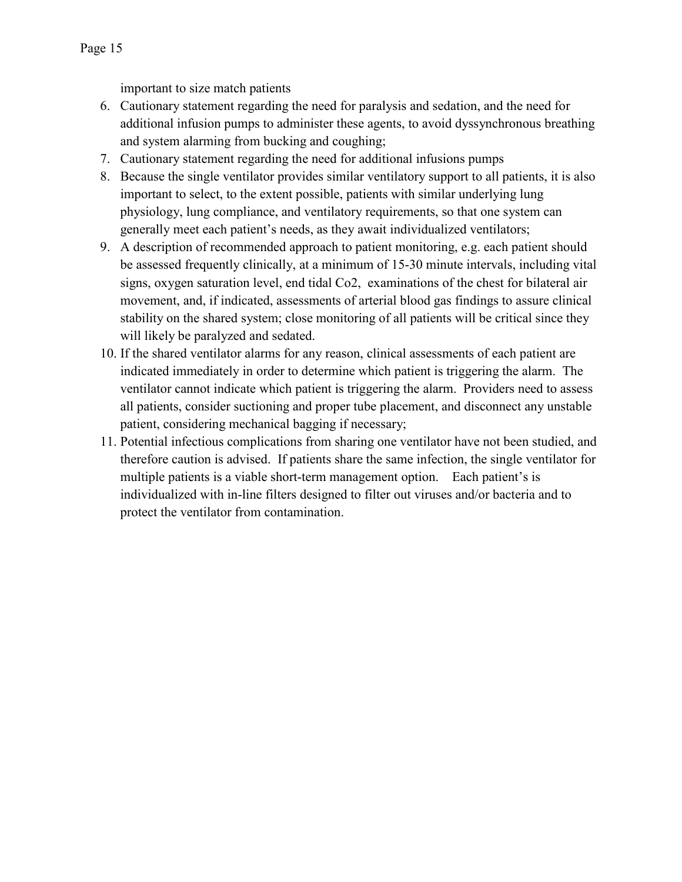important to size match patients

6. Cautionary statement regarding the need for paralysis and sedation, and the need for additional infusion pumps to administer these agents, to avoid dyssynchronous breathing and system alarming from bucking and coughing;
7. Cautionary statement regarding the need for additional infusions pumps
8. Because the single ventilator provides similar ventilatory support to all patients, it is also important to select, to the extent possible, patients with similar underlying lung physiology, lung compliance, and ventilatory requirements, so that one system can generally meet each patient's needs, as they await individualized ventilators;
9. A description of recommended approach to patient monitoring, e.g. each patient should be assessed frequently clinically, at a minimum of 15-30 minute intervals, including vital signs, oxygen saturation level, end tidal Co2, examinations of the chest for bilateral air movement, and, if indicated, assessments of arterial blood gas findings to assure clinical stability on the shared system; close monitoring of all patients will be critical since they will likely be paralyzed and sedated.
10. If the shared ventilator alarms for any reason, clinical assessments of each patient are indicated immediately in order to determine which patient is triggering the alarm. The ventilator cannot indicate which patient is triggering the alarm. Providers need to assess all patients, consider suctioning and proper tube placement, and disconnect any unstable patient, considering mechanical bagging if necessary;
11. Potential infectious complications from sharing one ventilator have not been studied, and therefore caution is advised. If patients share the same infection, the single ventilator for multiple patients is a viable short-term management option. Each patient's is individualized with in-line filters designed to filter out viruses and/or bacteria and to protect the ventilator from contamination.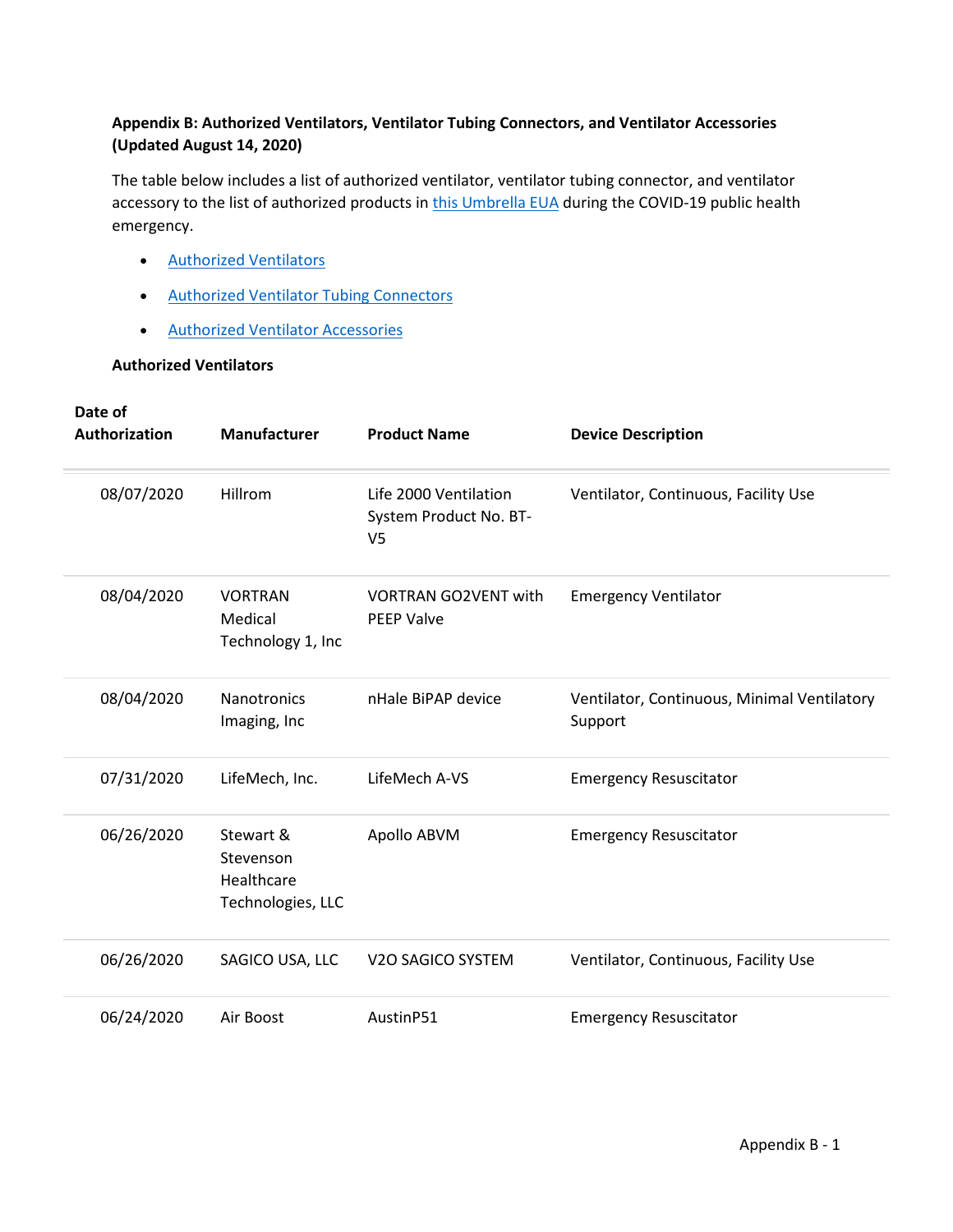**Appendix B: Authorized Ventilators, Ventilator Tubing Connectors, and Ventilator Accessories (Updated August 14, 2020)**

The table below includes a list of authorized ventilator, ventilator tubing connector, and ventilator accessory to the list of authorized products in this Umbrella EUA during the COVID-19 public health emergency.

- Authorized Ventilators
- Authorized Ventilator Tubing Connectors
- Authorized Ventilator Accessories

**Authorized Ventilators**

| Date of Authorization | Manufacturer | Product Name | Device Description |
|---|---|---|---|
| 08/07/2020 | Hillrom | Life 2000 Ventilation System Product No. BT-V5 | Ventilator, Continuous, Facility Use |
| 08/04/2020 | VORTRAN Medical Technology 1, Inc | VORTRAN GO2VENT with PEEP Valve | Emergency Ventilator |
| 08/04/2020 | Nanotronics Imaging, Inc | nHale BiPAP device | Ventilator, Continuous, Minimal Ventilatory Support |
| 07/31/2020 | LifeMech, Inc. | LifeMech A-VS | Emergency Resuscitator |
| 06/26/2020 | Stewart & Stevenson Healthcare Technologies, LLC | Apollo ABVM | Emergency Resuscitator |
| 06/26/2020 | SAGICO USA, LLC | V2O SAGICO SYSTEM | Ventilator, Continuous, Facility Use |
| 06/24/2020 | Air Boost | AustinP51 | Emergency Resuscitator |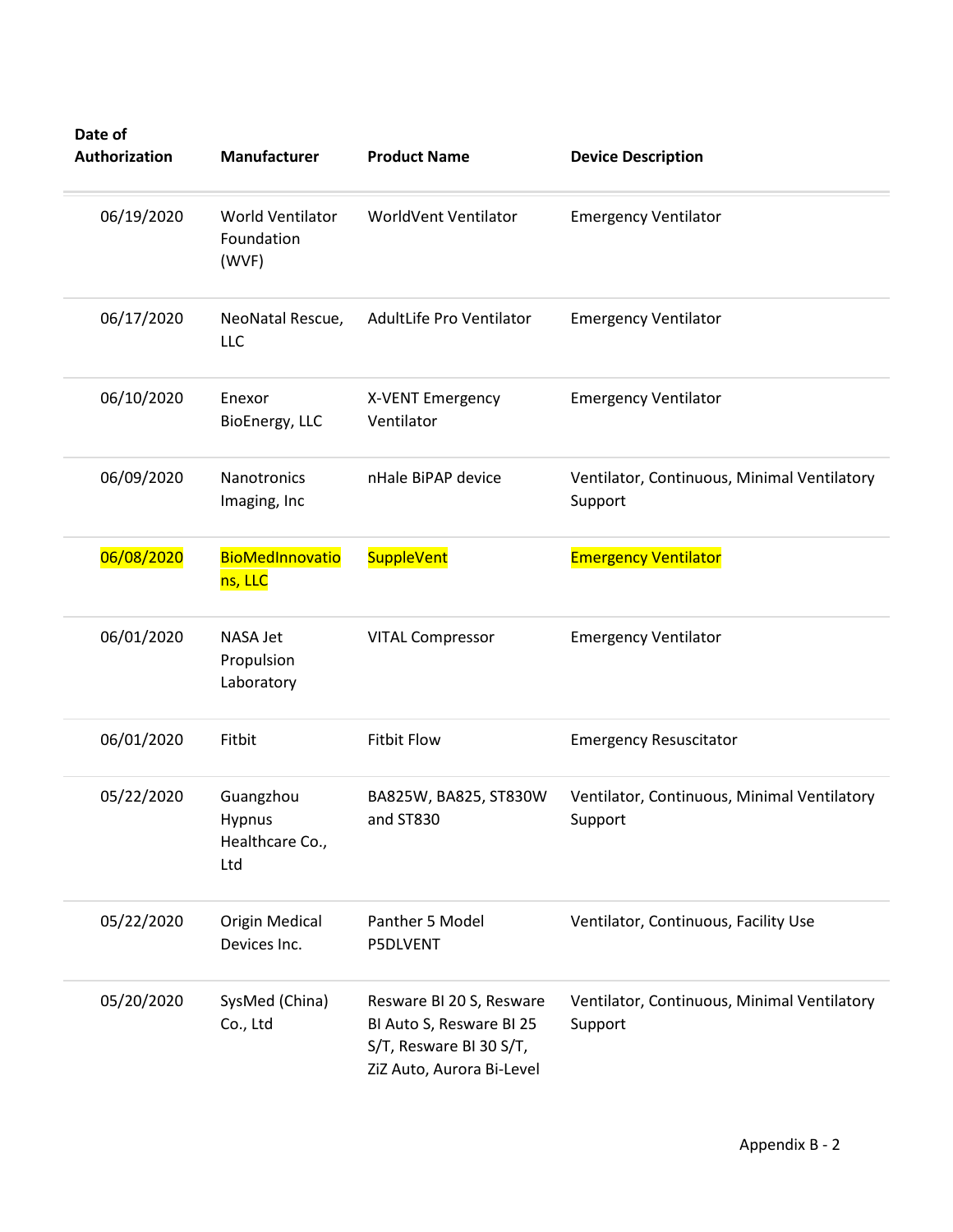| Date of Authorization | Manufacturer | Product Name | Device Description |
|---|---|---|---|
| 06/19/2020 | World Ventilator Foundation (WVF) | WorldVent Ventilator | Emergency Ventilator |
| 06/17/2020 | NeoNatal Rescue, LLC | AdultLife Pro Ventilator | Emergency Ventilator |
| 06/10/2020 | Enexor BioEnergy, LLC | X-VENT Emergency Ventilator | Emergency Ventilator |
| 06/09/2020 | Nanotronics Imaging, Inc | nHale BiPAP device | Ventilator, Continuous, Minimal Ventilatory Support |
| 06/08/2020 | BioMedInnovations, LLC | SuppleVent | Emergency Ventilator |
| 06/01/2020 | NASA Jet Propulsion Laboratory | VITAL Compressor | Emergency Ventilator |
| 06/01/2020 | Fitbit | Fitbit Flow | Emergency Resuscitator |
| 05/22/2020 | Guangzhou Hypnus Healthcare Co., Ltd | BA825W, BA825, ST830W and ST830 | Ventilator, Continuous, Minimal Ventilatory Support |
| 05/22/2020 | Origin Medical Devices Inc. | Panther 5 Model P5DLVENT | Ventilator, Continuous, Facility Use |
| 05/20/2020 | SysMed (China) Co., Ltd | Resware BI 20 S, Resware BI Auto S, Resware BI 25 S/T, Resware BI 30 S/T, ZiZ Auto, Aurora Bi-Level | Ventilator, Continuous, Minimal Ventilatory Support |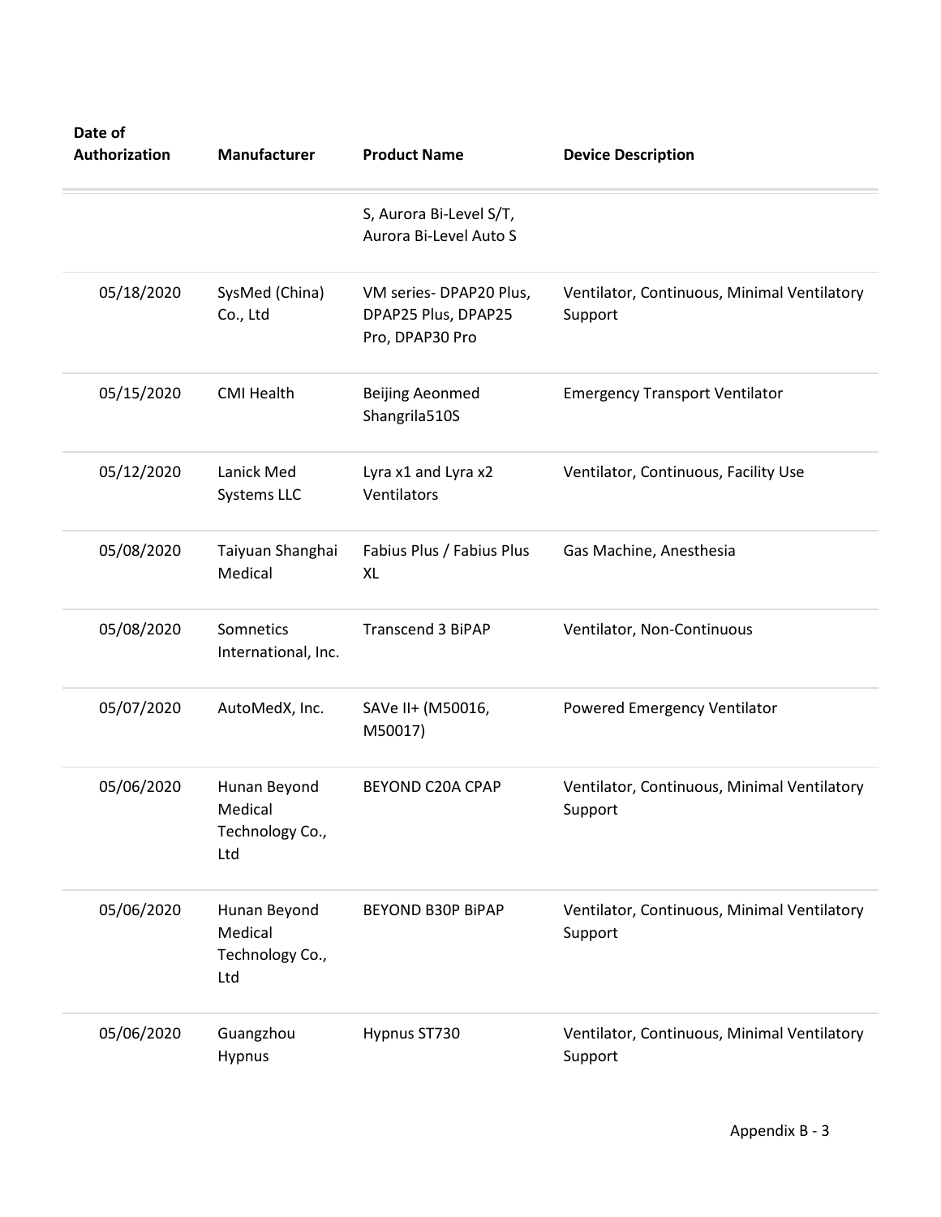| Date of Authorization | Manufacturer | Product Name | Device Description |
| --- | --- | --- | --- |
| | | S, Aurora Bi-Level S/T, Aurora Bi-Level Auto S | |
| 05/18/2020 | SysMed (China) Co., Ltd | VM series- DPAP20 Plus, DPAP25 Plus, DPAP25 Pro, DPAP30 Pro | Ventilator, Continuous, Minimal Ventilatory Support |
| 05/15/2020 | CMI Health | Beijing Aeonmed Shangrila510S | Emergency Transport Ventilator |
| 05/12/2020 | Lanick Med Systems LLC | Lyra x1 and Lyra x2 Ventilators | Ventilator, Continuous, Facility Use |
| 05/08/2020 | Taiyuan Shanghai Medical | Fabius Plus / Fabius Plus XL | Gas Machine, Anesthesia |
| 05/08/2020 | Somnetics International, Inc. | Transcend 3 BiPAP | Ventilator, Non-Continuous |
| 05/07/2020 | AutoMedX, Inc. | SAVe II+ (M50016, M50017) | Powered Emergency Ventilator |
| 05/06/2020 | Hunan Beyond Medical Technology Co., Ltd | BEYOND C20A CPAP | Ventilator, Continuous, Minimal Ventilatory Support |
| 05/06/2020 | Hunan Beyond Medical Technology Co., Ltd | BEYOND B30P BiPAP | Ventilator, Continuous, Minimal Ventilatory Support |
| 05/06/2020 | Guangzhou Hypnus | Hypnus ST730 | Ventilator, Continuous, Minimal Ventilatory Support |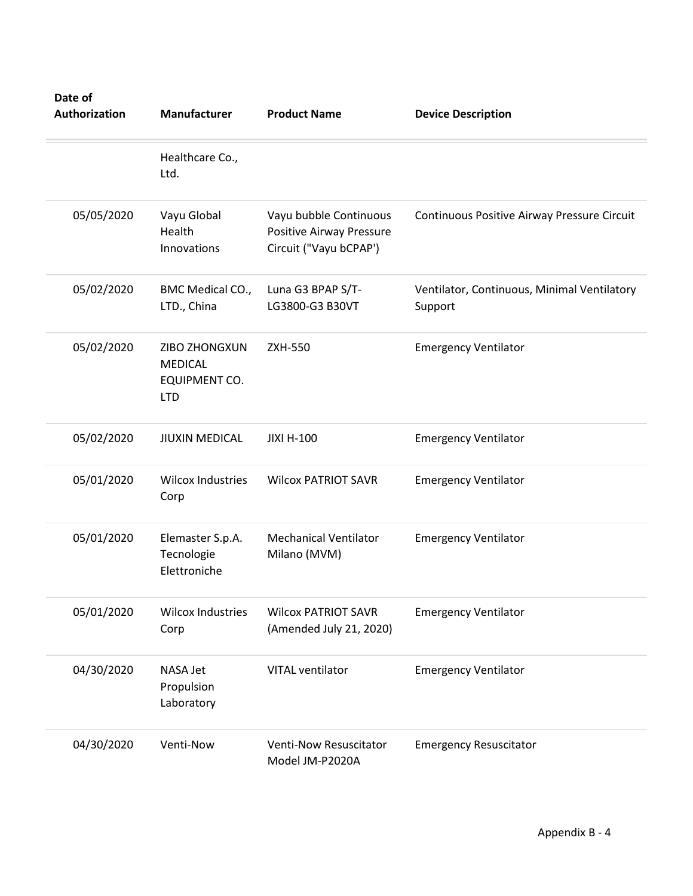| Date of Authorization | Manufacturer | Product Name | Device Description |
|---|---|---|---|
| | Healthcare Co., Ltd. | | |
| 05/05/2020 | Vayu Global Health Innovations | Vayu bubble Continuous Positive Airway Pressure Circuit ("Vayu bCPAP') | Continuous Positive Airway Pressure Circuit |
| 05/02/2020 | BMC Medical CO., LTD., China | Luna G3 BPAP S/T-LG3800-G3 B30VT | Ventilator, Continuous, Minimal Ventilatory Support |
| 05/02/2020 | ZIBO ZHONGXUN MEDICAL EQUIPMENT CO. LTD | ZXH-550 | Emergency Ventilator |
| 05/02/2020 | JIUXIN MEDICAL | JIXI H-100 | Emergency Ventilator |
| 05/01/2020 | Wilcox Industries Corp | Wilcox PATRIOT SAVR | Emergency Ventilator |
| 05/01/2020 | Elemaster S.p.A. Tecnologie Elettroniche | Mechanical Ventilator Milano (MVM) | Emergency Ventilator |
| 05/01/2020 | Wilcox Industries Corp | Wilcox PATRIOT SAVR (Amended July 21, 2020) | Emergency Ventilator |
| 04/30/2020 | NASA Jet Propulsion Laboratory | VITAL ventilator | Emergency Ventilator |
| 04/30/2020 | Venti-Now | Venti-Now Resuscitator Model JM-P2020A | Emergency Resuscitator |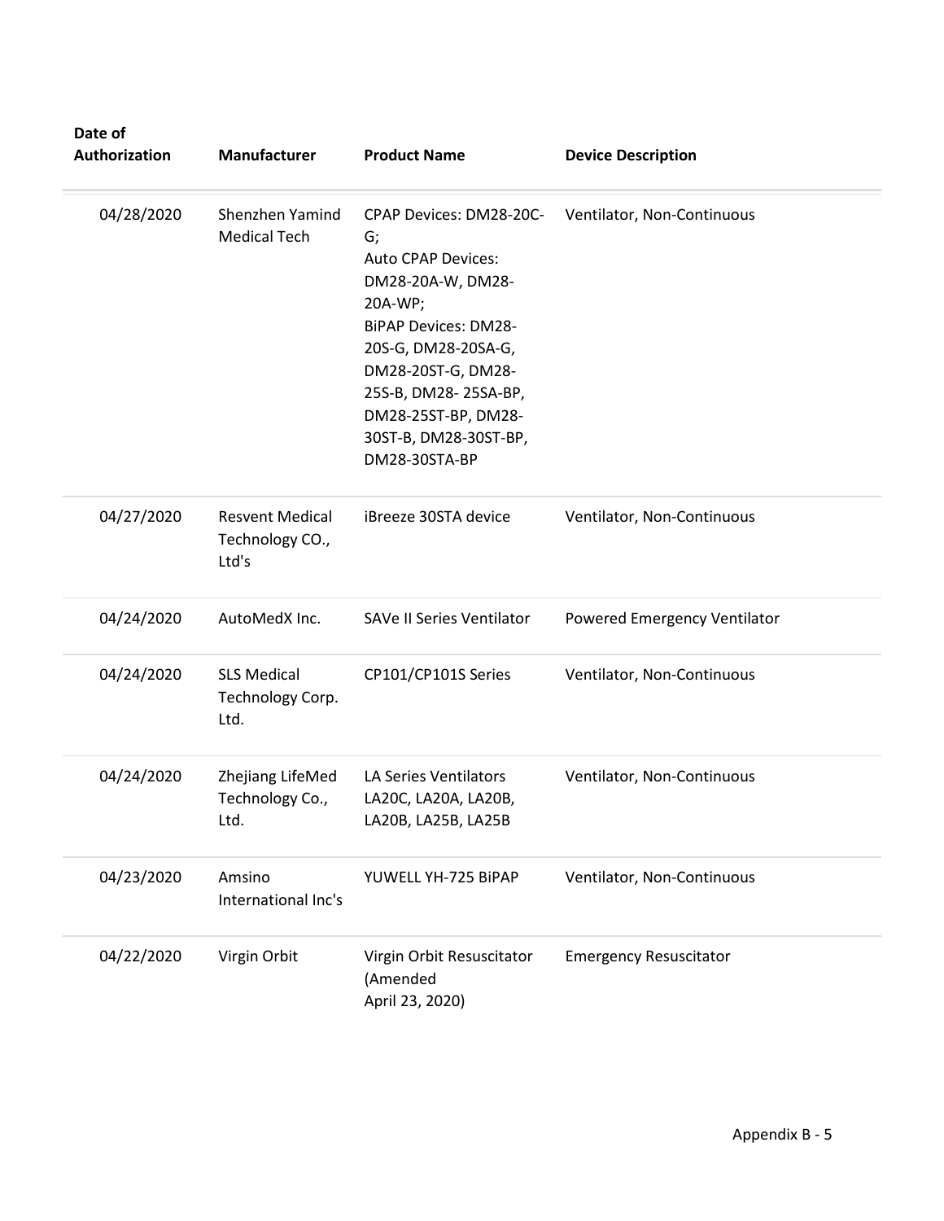| Date of Authorization | Manufacturer | Product Name | Device Description |
| --- | --- | --- | --- |
| 04/28/2020 | Shenzhen Yamind Medical Tech | CPAP Devices: DM28-20C-G; Auto CPAP Devices: DM28-20A-W, DM28-20A-WP; BiPAP Devices: DM28-20S-G, DM28-20SA-G, DM28-20ST-G, DM28-25S-B, DM28- 25SA-BP, DM28-25ST-BP, DM28-30ST-B, DM28-30ST-BP, DM28-30STA-BP | Ventilator, Non-Continuous |
| 04/27/2020 | Resvent Medical Technology CO., Ltd's | iBreeze 30STA device | Ventilator, Non-Continuous |
| 04/24/2020 | AutoMedX Inc. | SAVe II Series Ventilator | Powered Emergency Ventilator |
| 04/24/2020 | SLS Medical Technology Corp. Ltd. | CP101/CP101S Series | Ventilator, Non-Continuous |
| 04/24/2020 | Zhejiang LifeMed Technology Co., Ltd. | LA Series Ventilators LA20C, LA20A, LA20B, LA20B, LA25B, LA25B | Ventilator, Non-Continuous |
| 04/23/2020 | Amsino International Inc's | YUWELL YH-725 BiPAP | Ventilator, Non-Continuous |
| 04/22/2020 | Virgin Orbit | Virgin Orbit Resuscitator (Amended April 23, 2020) | Emergency Resuscitator |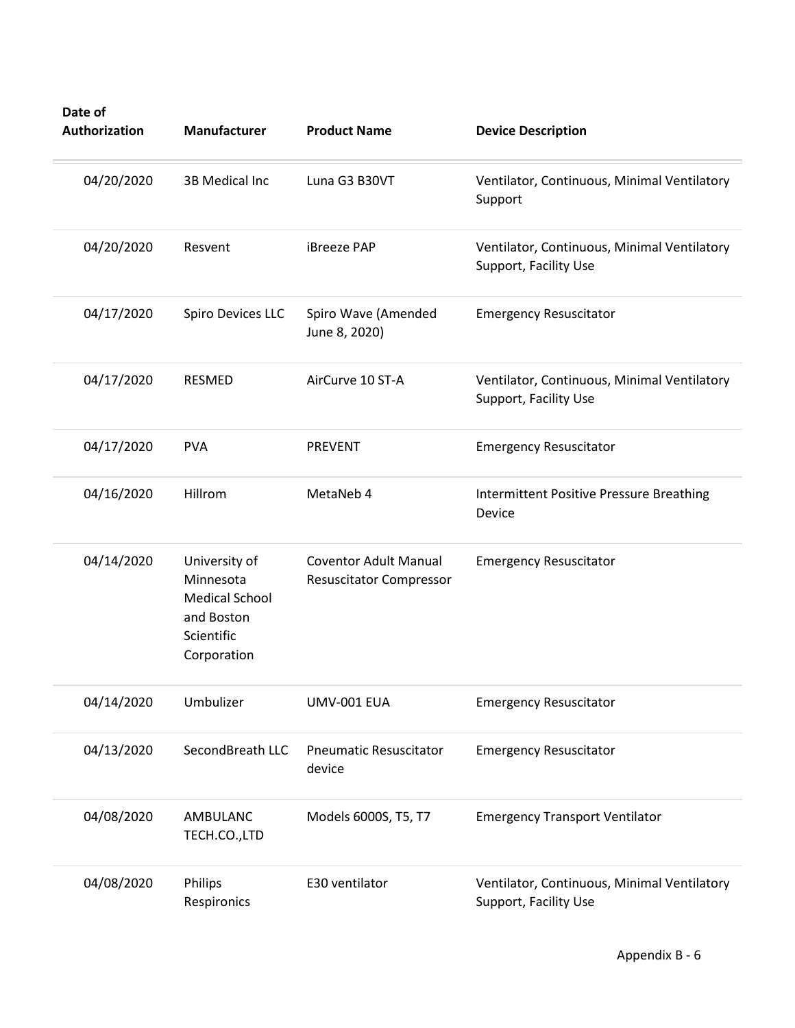| Date of Authorization | Manufacturer | Product Name | Device Description |
|---|---|---|---|
| 04/20/2020 | 3B Medical Inc | Luna G3 B30VT | Ventilator, Continuous, Minimal Ventilatory Support |
| 04/20/2020 | Resvent | iBreeze PAP | Ventilator, Continuous, Minimal Ventilatory Support, Facility Use |
| 04/17/2020 | Spiro Devices LLC | Spiro Wave (Amended June 8, 2020) | Emergency Resuscitator |
| 04/17/2020 | RESMED | AirCurve 10 ST-A | Ventilator, Continuous, Minimal Ventilatory Support, Facility Use |
| 04/17/2020 | PVA | PREVENT | Emergency Resuscitator |
| 04/16/2020 | Hillrom | MetaNeb 4 | Intermittent Positive Pressure Breathing Device |
| 04/14/2020 | University of Minnesota Medical School and Boston Scientific Corporation | Coventor Adult Manual Resuscitator Compressor | Emergency Resuscitator |
| 04/14/2020 | Umbulizer | UMV-001 EUA | Emergency Resuscitator |
| 04/13/2020 | SecondBreath LLC | Pneumatic Resuscitator device | Emergency Resuscitator |
| 04/08/2020 | AMBULANC TECH.CO.,LTD | Models 6000S, T5, T7 | Emergency Transport Ventilator |
| 04/08/2020 | Philips Respironics | E30 ventilator | Ventilator, Continuous, Minimal Ventilatory Support, Facility Use |

Appendix B - 6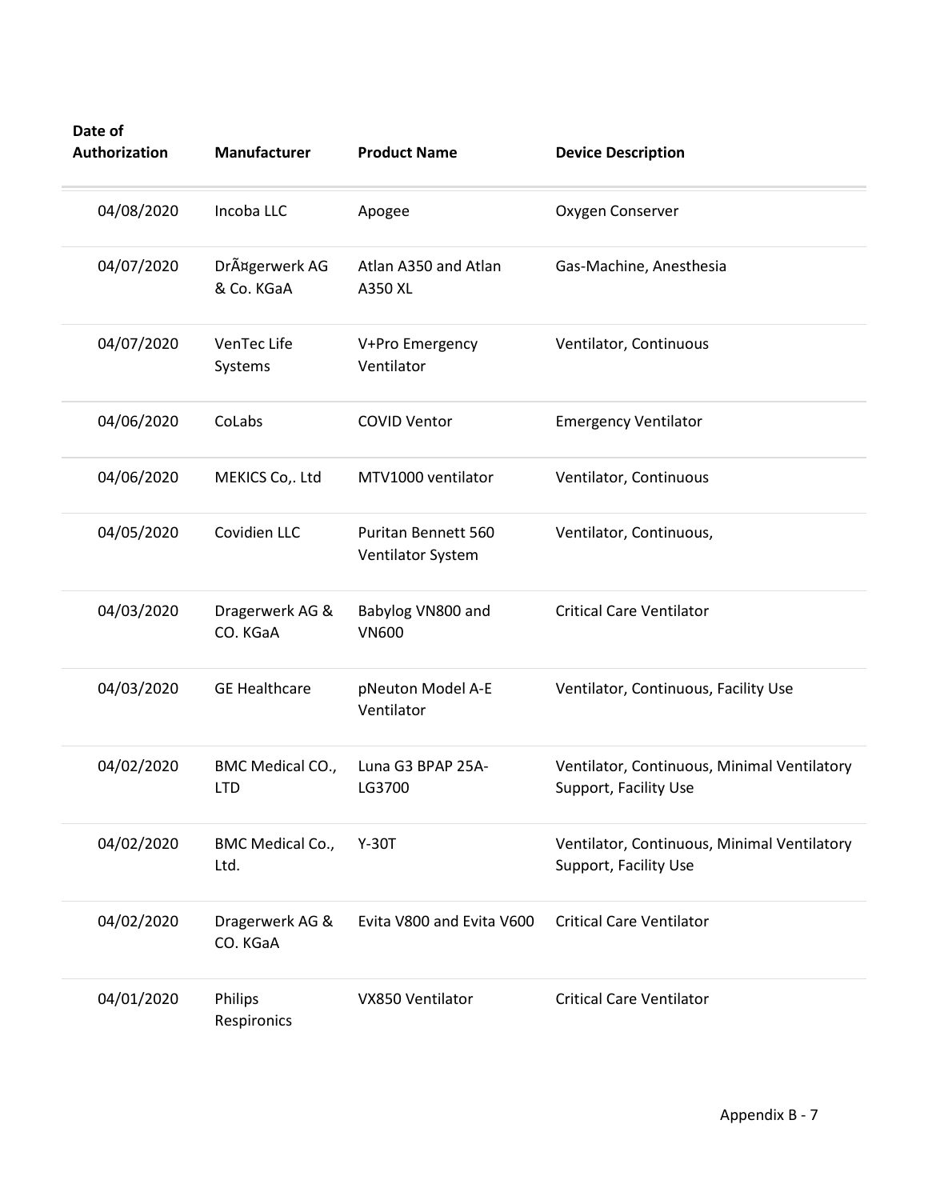| Date of Authorization | Manufacturer | Product Name | Device Description |
| --- | --- | --- | --- |
| 04/08/2020 | Incoba LLC | Apogee | Oxygen Conserver |
| 04/07/2020 | DrÃ¤gerwerk AG & Co. KGaA | Atlan A350 and Atlan A350 XL | Gas-Machine, Anesthesia |
| 04/07/2020 | VenTec Life Systems | V+Pro Emergency Ventilator | Ventilator, Continuous |
| 04/06/2020 | CoLabs | COVID Ventor | Emergency Ventilator |
| 04/06/2020 | MEKICS Co,. Ltd | MTV1000 ventilator | Ventilator, Continuous |
| 04/05/2020 | Covidien LLC | Puritan Bennett 560 Ventilator System | Ventilator, Continuous, |
| 04/03/2020 | Dragerwerk AG & CO. KGaA | Babylog VN800 and VN600 | Critical Care Ventilator |
| 04/03/2020 | GE Healthcare | pNeuton Model A-E Ventilator | Ventilator, Continuous, Facility Use |
| 04/02/2020 | BMC Medical CO., LTD | Luna G3 BPAP 25A-LG3700 | Ventilator, Continuous, Minimal Ventilatory Support, Facility Use |
| 04/02/2020 | BMC Medical Co., Ltd. | Y-30T | Ventilator, Continuous, Minimal Ventilatory Support, Facility Use |
| 04/02/2020 | Dragerwerk AG & CO. KGaA | Evita V800 and Evita V600 | Critical Care Ventilator |
| 04/01/2020 | Philips Respironics | VX850 Ventilator | Critical Care Ventilator |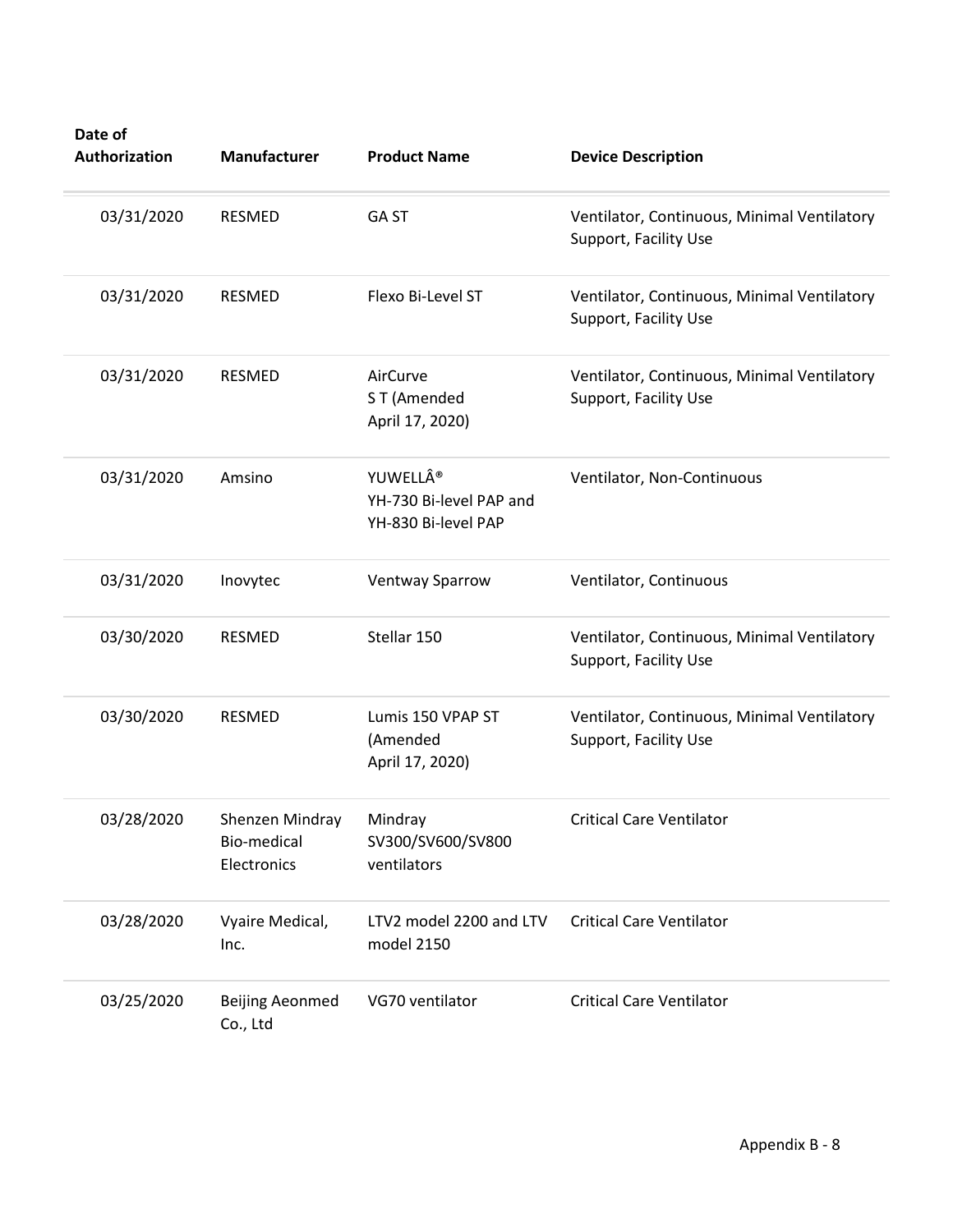| Date of Authorization | Manufacturer | Product Name | Device Description |
|---|---|---|---|
| 03/31/2020 | RESMED | GA ST | Ventilator, Continuous, Minimal Ventilatory Support, Facility Use |
| 03/31/2020 | RESMED | Flexo Bi-Level ST | Ventilator, Continuous, Minimal Ventilatory Support, Facility Use |
| 03/31/2020 | RESMED | AirCurve S T (Amended April 17, 2020) | Ventilator, Continuous, Minimal Ventilatory Support, Facility Use |
| 03/31/2020 | Amsino | YUWELLÂ® YH-730 Bi-level PAP and YH-830 Bi-level PAP | Ventilator, Non-Continuous |
| 03/31/2020 | Inovytec | Ventway Sparrow | Ventilator, Continuous |
| 03/30/2020 | RESMED | Stellar 150 | Ventilator, Continuous, Minimal Ventilatory Support, Facility Use |
| 03/30/2020 | RESMED | Lumis 150 VPAP ST (Amended April 17, 2020) | Ventilator, Continuous, Minimal Ventilatory Support, Facility Use |
| 03/28/2020 | Shenzen Mindray Bio-medical Electronics | Mindray SV300/SV600/SV800 ventilators | Critical Care Ventilator |
| 03/28/2020 | Vyaire Medical, Inc. | LTV2 model 2200 and LTV model 2150 | Critical Care Ventilator |
| 03/25/2020 | Beijing Aeonmed Co., Ltd | VG70 ventilator | Critical Care Ventilator |

Appendix B - 8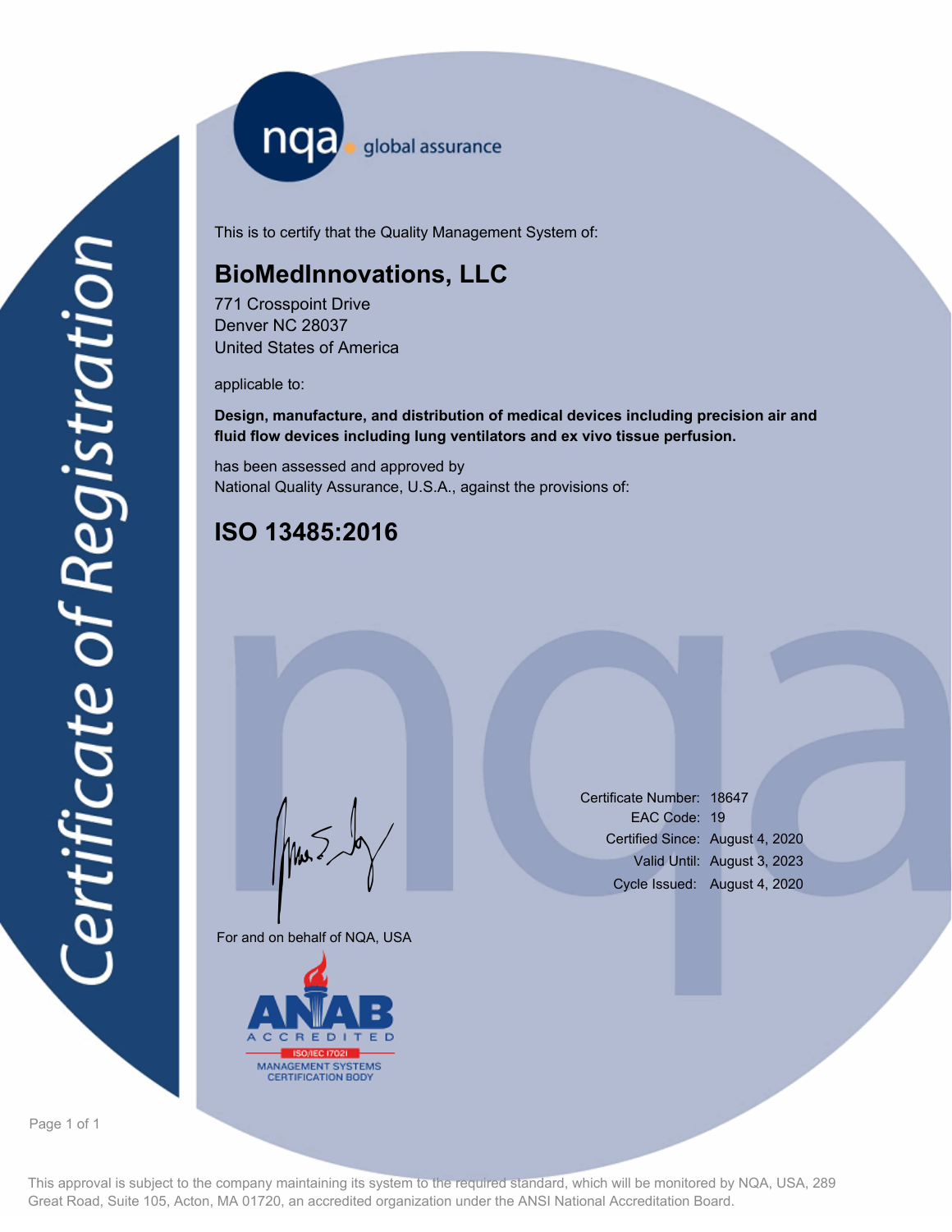# Certificate of Registration

nqa global assurance

This is to certify that the Quality Management System of:

## BioMedInnovations, LLC

771 Crosspoint Drive
Denver NC 28037
United States of America

applicable to:

**Design, manufacture, and distribution of medical devices including precision air and fluid flow devices including lung ventilators and ex vivo tissue perfusion.**

has been assessed and approved by
National Quality Assurance, U.S.A., against the provisions of:

## ISO 13485:2016

| | |
|---|---|
| Certificate Number: | 18647 |
| EAC Code: | 19 |
| Certified Since: | August 4, 2020 |
| Valid Until: | August 3, 2023 |
| Cycle Issued: | August 4, 2020 |

For and on behalf of NQA, USA

ANAB ACCREDITED
ISO/IEC 17021
MANAGEMENT SYSTEMS CERTIFICATION BODY

This approval is subject to the company maintaining its system to the required standard, which will be monitored by NQA, USA, 289 Great Road, Suite 105, Acton, MA 01720, an accredited organization under the ANSI National Accreditation Board.